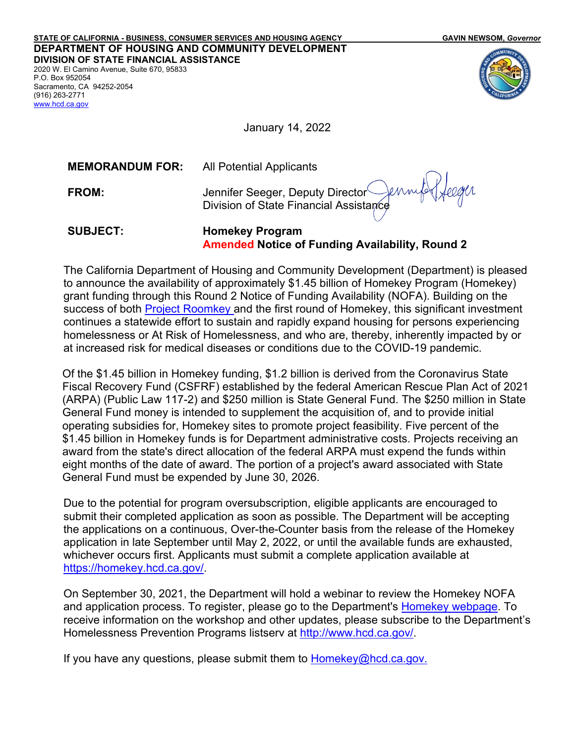STATE OF CALIFORNIA - BUSINESS, CONSUMER SERVICES AND HOUSING AGENCY — GAVIN NEWSOM, *Governor*

**DEPARTMENT OF HOUSING AND COMMUNITY DEVELOPMENT**
**DIVISION OF STATE FINANCIAL ASSISTANCE**
2020 W. El Camino Avenue, Suite 670, 95833
P.O. Box 952054
Sacramento, CA 94252-2054
(916) 263-2771
www.hcd.ca.gov

January 14, 2022

**MEMORANDUM FOR:** All Potential Applicants

**FROM:** Jennifer Seeger, Deputy Director
Division of State Financial Assistance

**SUBJECT:** **Homekey Program**
**Amended Notice of Funding Availability, Round 2**

The California Department of Housing and Community Development (Department) is pleased to announce the availability of approximately $1.45 billion of Homekey Program (Homekey) grant funding through this Round 2 Notice of Funding Availability (NOFA). Building on the success of both Project Roomkey and the first round of Homekey, this significant investment continues a statewide effort to sustain and rapidly expand housing for persons experiencing homelessness or At Risk of Homelessness, and who are, thereby, inherently impacted by or at increased risk for medical diseases or conditions due to the COVID-19 pandemic.

Of the $1.45 billion in Homekey funding, $1.2 billion is derived from the Coronavirus State Fiscal Recovery Fund (CSFRF) established by the federal American Rescue Plan Act of 2021 (ARPA) (Public Law 117-2) and $250 million is State General Fund. The $250 million in State General Fund money is intended to supplement the acquisition of, and to provide initial operating subsidies for, Homekey sites to promote project feasibility. Five percent of the $1.45 billion in Homekey funds is for Department administrative costs. Projects receiving an award from the state's direct allocation of the federal ARPA must expend the funds within eight months of the date of award. The portion of a project's award associated with State General Fund must be expended by June 30, 2026.

Due to the potential for program oversubscription, eligible applicants are encouraged to submit their completed application as soon as possible. The Department will be accepting the applications on a continuous, Over-the-Counter basis from the release of the Homekey application in late September until May 2, 2022, or until the available funds are exhausted, whichever occurs first. Applicants must submit a complete application available at https://homekey.hcd.ca.gov/.

On September 30, 2021, the Department will hold a webinar to review the Homekey NOFA and application process. To register, please go to the Department's Homekey webpage. To receive information on the workshop and other updates, please subscribe to the Department's Homelessness Prevention Programs listserv at http://www.hcd.ca.gov/.

If you have any questions, please submit them to Homekey@hcd.ca.gov.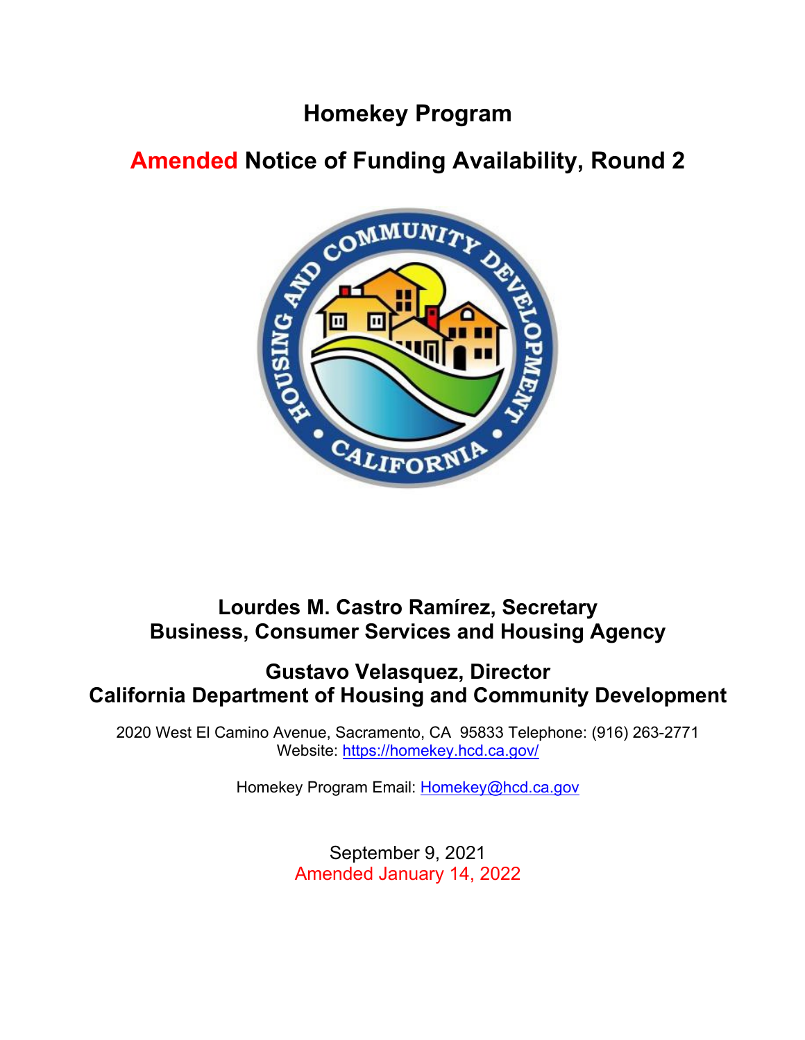# Homekey Program

## Amended Notice of Funding Availability, Round 2

**Lourdes M. Castro Ramírez, Secretary**
**Business, Consumer Services and Housing Agency**

**Gustavo Velasquez, Director**
**California Department of Housing and Community Development**

2020 West El Camino Avenue, Sacramento, CA 95833 Telephone: (916) 263-2771
Website: https://homekey.hcd.ca.gov/

Homekey Program Email: Homekey@hcd.ca.gov

September 9, 2021
Amended January 14, 2022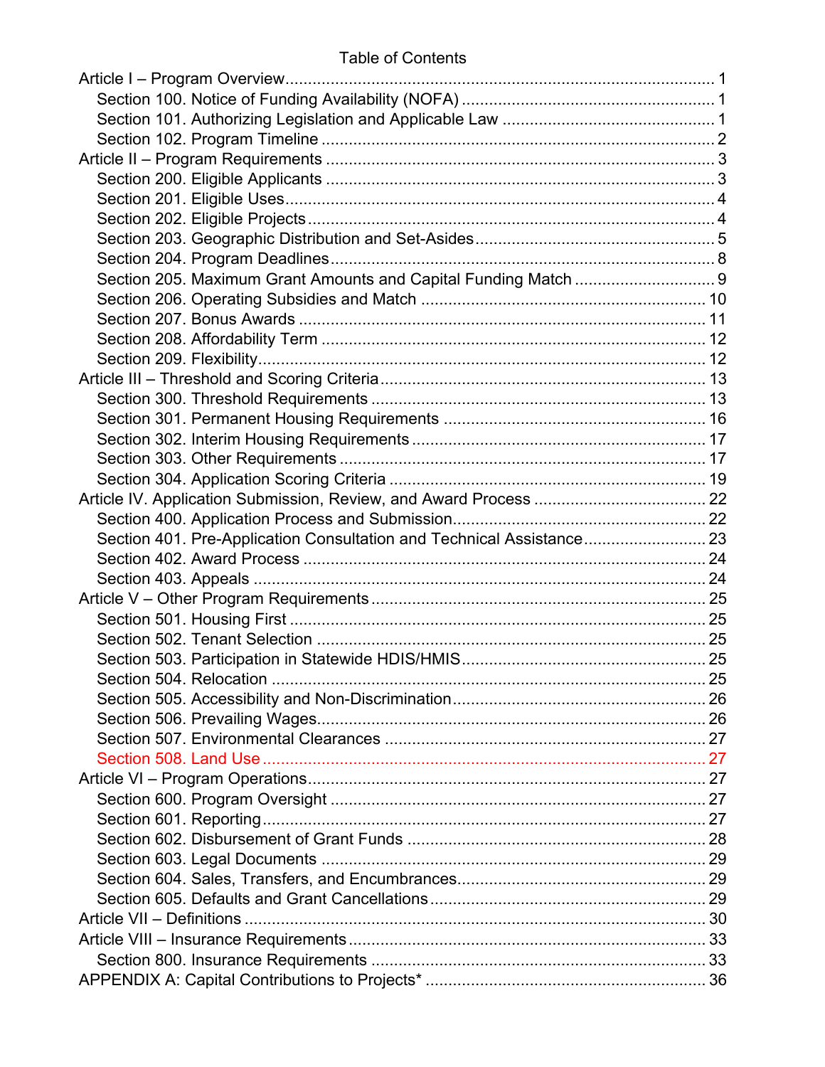Table of Contents

Article I – Program Overview .......... 1
  Section 100. Notice of Funding Availability (NOFA) .......... 1
  Section 101. Authorizing Legislation and Applicable Law .......... 1
  Section 102. Program Timeline .......... 2
Article II – Program Requirements .......... 3
  Section 200. Eligible Applicants .......... 3
  Section 201. Eligible Uses .......... 4
  Section 202. Eligible Projects .......... 4
  Section 203. Geographic Distribution and Set-Asides .......... 5
  Section 204. Program Deadlines .......... 8
  Section 205. Maximum Grant Amounts and Capital Funding Match .......... 9
  Section 206. Operating Subsidies and Match .......... 10
  Section 207. Bonus Awards .......... 11
  Section 208. Affordability Term .......... 12
  Section 209. Flexibility .......... 12
Article III – Threshold and Scoring Criteria .......... 13
  Section 300. Threshold Requirements .......... 13
  Section 301. Permanent Housing Requirements .......... 16
  Section 302. Interim Housing Requirements .......... 17
  Section 303. Other Requirements .......... 17
  Section 304. Application Scoring Criteria .......... 19
Article IV. Application Submission, Review, and Award Process .......... 22
  Section 400. Application Process and Submission .......... 22
  Section 401. Pre-Application Consultation and Technical Assistance .......... 23
  Section 402. Award Process .......... 24
  Section 403. Appeals .......... 24
Article V – Other Program Requirements .......... 25
  Section 501. Housing First .......... 25
  Section 502. Tenant Selection .......... 25
  Section 503. Participation in Statewide HDIS/HMIS .......... 25
  Section 504. Relocation .......... 25
  Section 505. Accessibility and Non-Discrimination .......... 26
  Section 506. Prevailing Wages .......... 26
  Section 507. Environmental Clearances .......... 27
  Section 508. Land Use .......... 27
Article VI – Program Operations .......... 27
  Section 600. Program Oversight .......... 27
  Section 601. Reporting .......... 27
  Section 602. Disbursement of Grant Funds .......... 28
  Section 603. Legal Documents .......... 29
  Section 604. Sales, Transfers, and Encumbrances .......... 29
  Section 605. Defaults and Grant Cancellations .......... 29
Article VII – Definitions .......... 30
Article VIII – Insurance Requirements .......... 33
  Section 800. Insurance Requirements .......... 33
APPENDIX A: Capital Contributions to Projects* .......... 36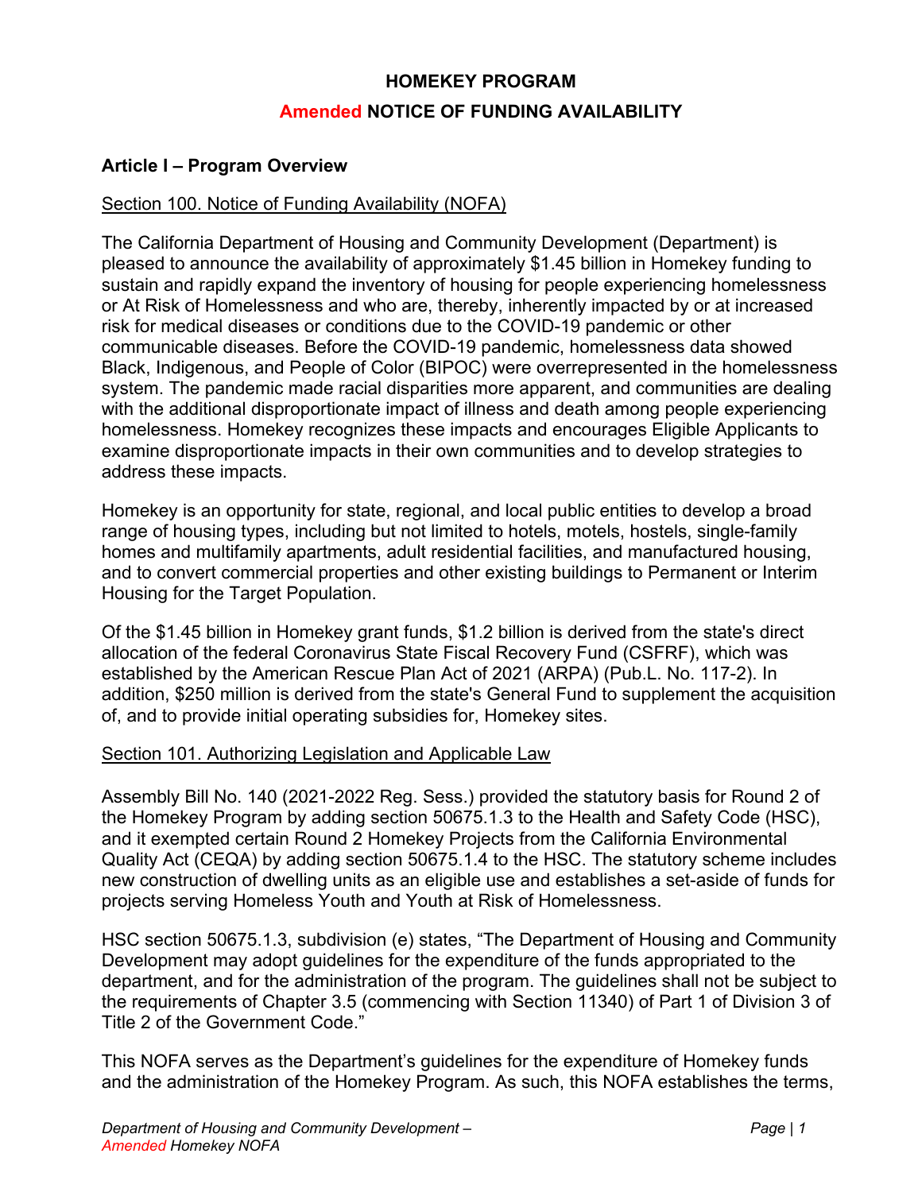# HOMEKEY PROGRAM

## Amended NOTICE OF FUNDING AVAILABILITY

### Article I – Program Overview

Section 100. Notice of Funding Availability (NOFA)

The California Department of Housing and Community Development (Department) is pleased to announce the availability of approximately $1.45 billion in Homekey funding to sustain and rapidly expand the inventory of housing for people experiencing homelessness or At Risk of Homelessness and who are, thereby, inherently impacted by or at increased risk for medical diseases or conditions due to the COVID-19 pandemic or other communicable diseases. Before the COVID-19 pandemic, homelessness data showed Black, Indigenous, and People of Color (BIPOC) were overrepresented in the homelessness system. The pandemic made racial disparities more apparent, and communities are dealing with the additional disproportionate impact of illness and death among people experiencing homelessness. Homekey recognizes these impacts and encourages Eligible Applicants to examine disproportionate impacts in their own communities and to develop strategies to address these impacts.

Homekey is an opportunity for state, regional, and local public entities to develop a broad range of housing types, including but not limited to hotels, motels, hostels, single-family homes and multifamily apartments, adult residential facilities, and manufactured housing, and to convert commercial properties and other existing buildings to Permanent or Interim Housing for the Target Population.

Of the $1.45 billion in Homekey grant funds, $1.2 billion is derived from the state's direct allocation of the federal Coronavirus State Fiscal Recovery Fund (CSFRF), which was established by the American Rescue Plan Act of 2021 (ARPA) (Pub.L. No. 117-2). In addition, $250 million is derived from the state's General Fund to supplement the acquisition of, and to provide initial operating subsidies for, Homekey sites.

Section 101. Authorizing Legislation and Applicable Law

Assembly Bill No. 140 (2021-2022 Reg. Sess.) provided the statutory basis for Round 2 of the Homekey Program by adding section 50675.1.3 to the Health and Safety Code (HSC), and it exempted certain Round 2 Homekey Projects from the California Environmental Quality Act (CEQA) by adding section 50675.1.4 to the HSC. The statutory scheme includes new construction of dwelling units as an eligible use and establishes a set-aside of funds for projects serving Homeless Youth and Youth at Risk of Homelessness.

HSC section 50675.1.3, subdivision (e) states, "The Department of Housing and Community Development may adopt guidelines for the expenditure of the funds appropriated to the department, and for the administration of the program. The guidelines shall not be subject to the requirements of Chapter 3.5 (commencing with Section 11340) of Part 1 of Division 3 of Title 2 of the Government Code."

This NOFA serves as the Department's guidelines for the expenditure of Homekey funds and the administration of the Homekey Program. As such, this NOFA establishes the terms,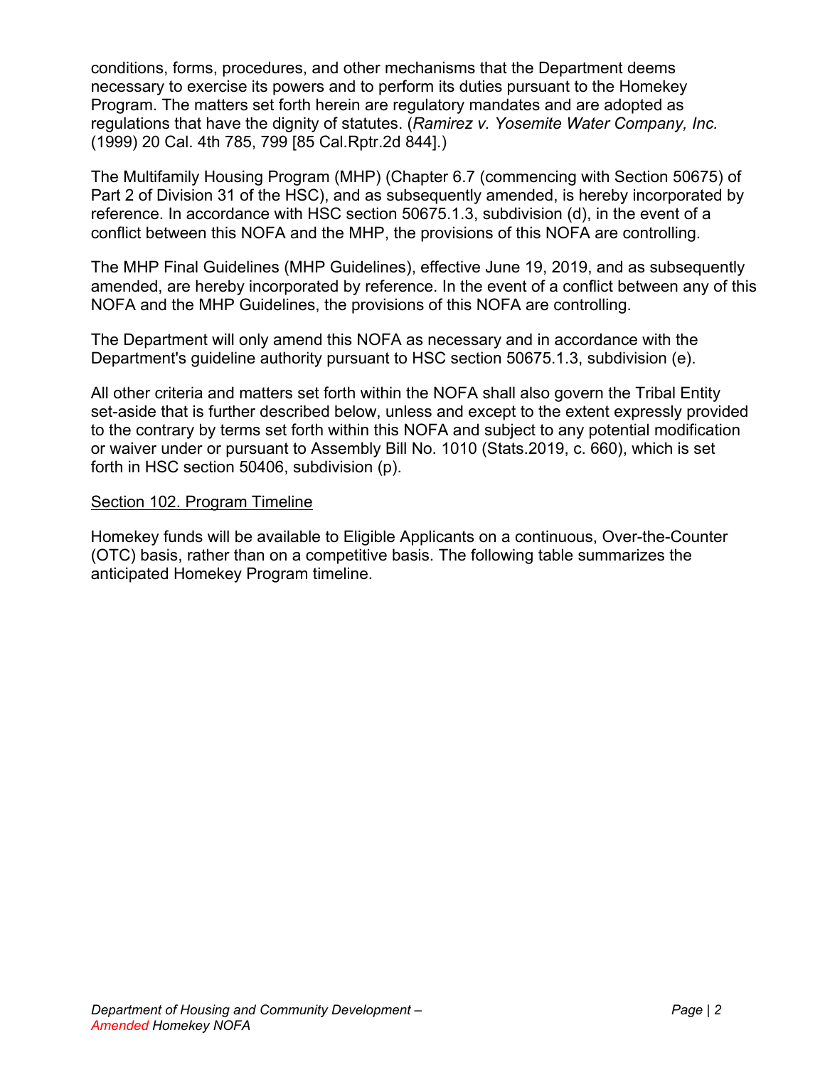conditions, forms, procedures, and other mechanisms that the Department deems necessary to exercise its powers and to perform its duties pursuant to the Homekey Program. The matters set forth herein are regulatory mandates and are adopted as regulations that have the dignity of statutes. (*Ramirez v. Yosemite Water Company, Inc.* (1999) 20 Cal. 4th 785, 799 [85 Cal.Rptr.2d 844].)

The Multifamily Housing Program (MHP) (Chapter 6.7 (commencing with Section 50675) of Part 2 of Division 31 of the HSC), and as subsequently amended, is hereby incorporated by reference. In accordance with HSC section 50675.1.3, subdivision (d), in the event of a conflict between this NOFA and the MHP, the provisions of this NOFA are controlling.

The MHP Final Guidelines (MHP Guidelines), effective June 19, 2019, and as subsequently amended, are hereby incorporated by reference. In the event of a conflict between any of this NOFA and the MHP Guidelines, the provisions of this NOFA are controlling.

The Department will only amend this NOFA as necessary and in accordance with the Department's guideline authority pursuant to HSC section 50675.1.3, subdivision (e).

All other criteria and matters set forth within the NOFA shall also govern the Tribal Entity set-aside that is further described below, unless and except to the extent expressly provided to the contrary by terms set forth within this NOFA and subject to any potential modification or waiver under or pursuant to Assembly Bill No. 1010 (Stats.2019, c. 660), which is set forth in HSC section 50406, subdivision (p).

## Section 102. Program Timeline

Homekey funds will be available to Eligible Applicants on a continuous, Over-the-Counter (OTC) basis, rather than on a competitive basis. The following table summarizes the anticipated Homekey Program timeline.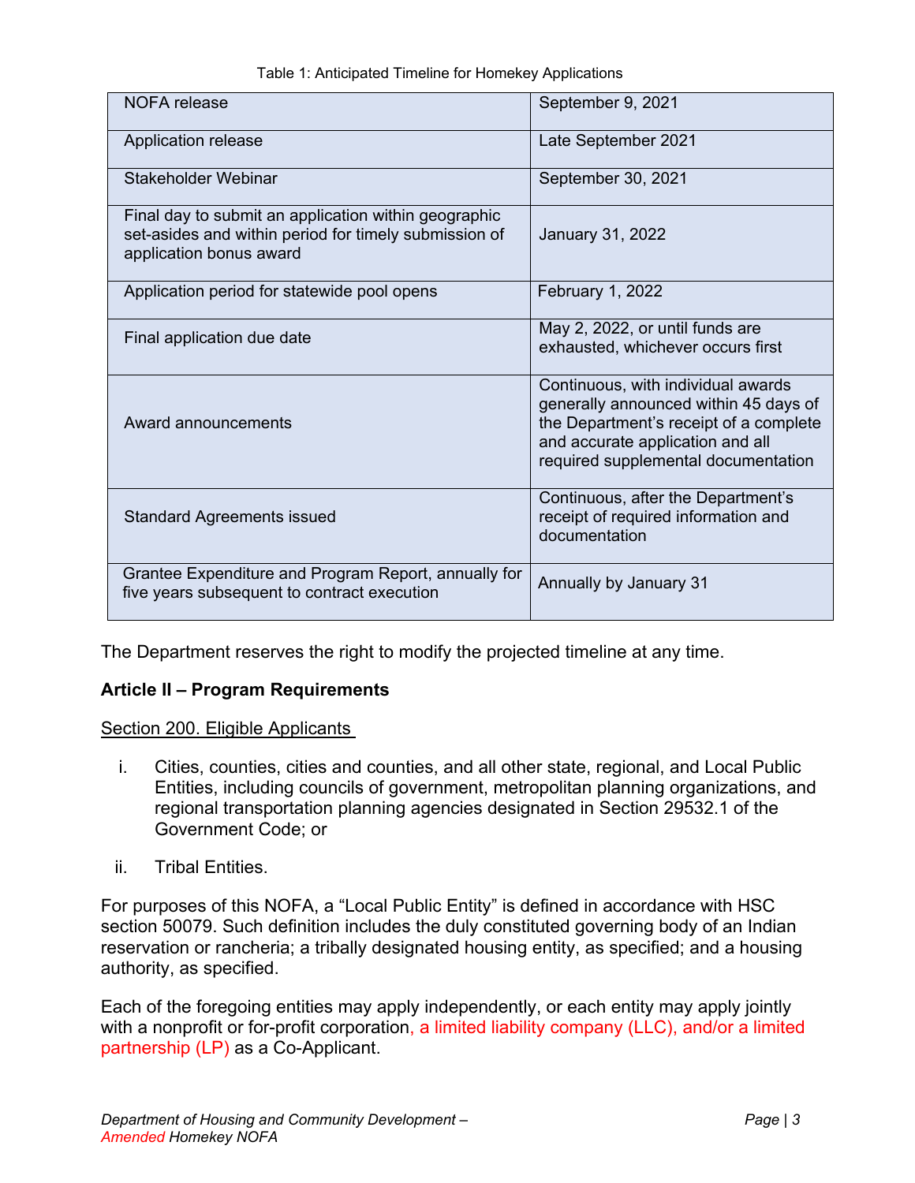Table 1: Anticipated Timeline for Homekey Applications

| | |
|---|---|
| NOFA release | September 9, 2021 |
| Application release | Late September 2021 |
| Stakeholder Webinar | September 30, 2021 |
| Final day to submit an application within geographic set-asides and within period for timely submission of application bonus award | January 31, 2022 |
| Application period for statewide pool opens | February 1, 2022 |
| Final application due date | May 2, 2022, or until funds are exhausted, whichever occurs first |
| Award announcements | Continuous, with individual awards generally announced within 45 days of the Department's receipt of a complete and accurate application and all required supplemental documentation |
| Standard Agreements issued | Continuous, after the Department's receipt of required information and documentation |
| Grantee Expenditure and Program Report, annually for five years subsequent to contract execution | Annually by January 31 |

The Department reserves the right to modify the projected timeline at any time.

## Article II – Program Requirements

### Section 200. Eligible Applicants

i. Cities, counties, cities and counties, and all other state, regional, and Local Public Entities, including councils of government, metropolitan planning organizations, and regional transportation planning agencies designated in Section 29532.1 of the Government Code; or

ii. Tribal Entities.

For purposes of this NOFA, a "Local Public Entity" is defined in accordance with HSC section 50079. Such definition includes the duly constituted governing body of an Indian reservation or rancheria; a tribally designated housing entity, as specified; and a housing authority, as specified.

Each of the foregoing entities may apply independently, or each entity may apply jointly with a nonprofit or for-profit corporation, a limited liability company (LLC), and/or a limited partnership (LP) as a Co-Applicant.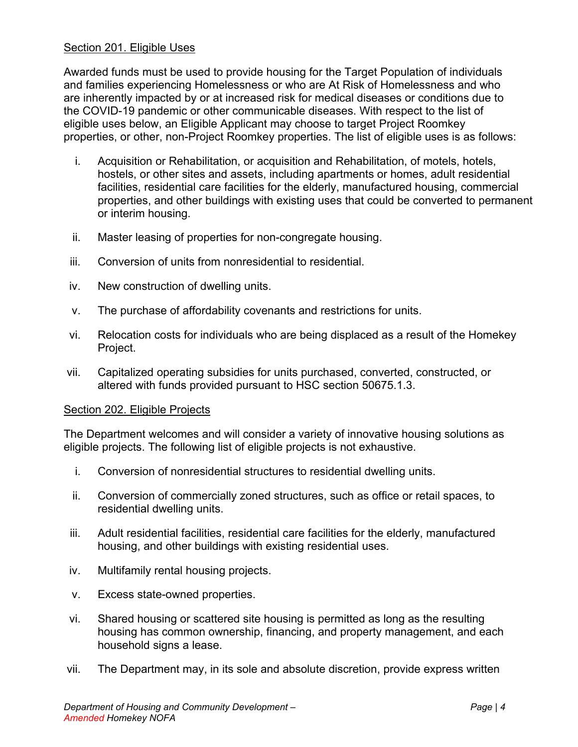Section 201. Eligible Uses

Awarded funds must be used to provide housing for the Target Population of individuals and families experiencing Homelessness or who are At Risk of Homelessness and who are inherently impacted by or at increased risk for medical diseases or conditions due to the COVID-19 pandemic or other communicable diseases. With respect to the list of eligible uses below, an Eligible Applicant may choose to target Project Roomkey properties, or other, non-Project Roomkey properties. The list of eligible uses is as follows:

i. Acquisition or Rehabilitation, or acquisition and Rehabilitation, of motels, hotels, hostels, or other sites and assets, including apartments or homes, adult residential facilities, residential care facilities for the elderly, manufactured housing, commercial properties, and other buildings with existing uses that could be converted to permanent or interim housing.

ii. Master leasing of properties for non-congregate housing.

iii. Conversion of units from nonresidential to residential.

iv. New construction of dwelling units.

v. The purchase of affordability covenants and restrictions for units.

vi. Relocation costs for individuals who are being displaced as a result of the Homekey Project.

vii. Capitalized operating subsidies for units purchased, converted, constructed, or altered with funds provided pursuant to HSC section 50675.1.3.

Section 202. Eligible Projects

The Department welcomes and will consider a variety of innovative housing solutions as eligible projects. The following list of eligible projects is not exhaustive.

i. Conversion of nonresidential structures to residential dwelling units.

ii. Conversion of commercially zoned structures, such as office or retail spaces, to residential dwelling units.

iii. Adult residential facilities, residential care facilities for the elderly, manufactured housing, and other buildings with existing residential uses.

iv. Multifamily rental housing projects.

v. Excess state-owned properties.

vi. Shared housing or scattered site housing is permitted as long as the resulting housing has common ownership, financing, and property management, and each household signs a lease.

vii. The Department may, in its sole and absolute discretion, provide express written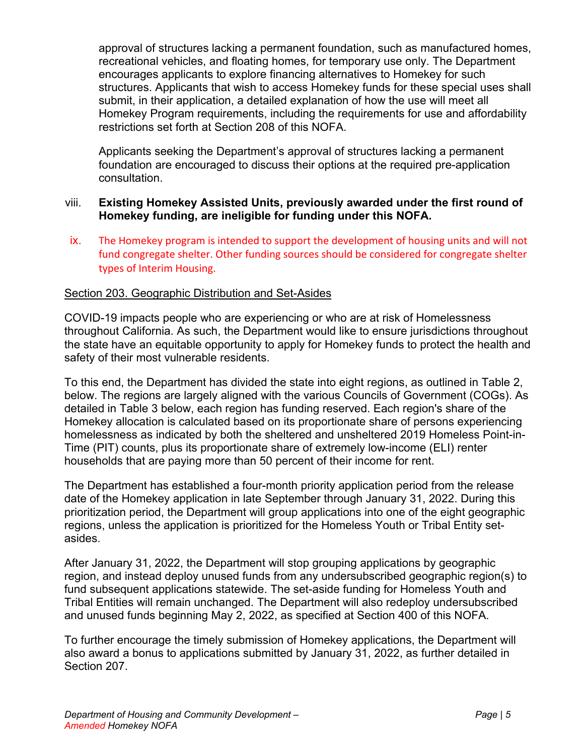approval of structures lacking a permanent foundation, such as manufactured homes, recreational vehicles, and floating homes, for temporary use only. The Department encourages applicants to explore financing alternatives to Homekey for such structures. Applicants that wish to access Homekey funds for these special uses shall submit, in their application, a detailed explanation of how the use will meet all Homekey Program requirements, including the requirements for use and affordability restrictions set forth at Section 208 of this NOFA.

Applicants seeking the Department's approval of structures lacking a permanent foundation are encouraged to discuss their options at the required pre-application consultation.

viii. **Existing Homekey Assisted Units, previously awarded under the first round of Homekey funding, are ineligible for funding under this NOFA.**

ix. The Homekey program is intended to support the development of housing units and will not fund congregate shelter. Other funding sources should be considered for congregate shelter types of Interim Housing.

Section 203. Geographic Distribution and Set-Asides

COVID-19 impacts people who are experiencing or who are at risk of Homelessness throughout California. As such, the Department would like to ensure jurisdictions throughout the state have an equitable opportunity to apply for Homekey funds to protect the health and safety of their most vulnerable residents.

To this end, the Department has divided the state into eight regions, as outlined in Table 2, below. The regions are largely aligned with the various Councils of Government (COGs). As detailed in Table 3 below, each region has funding reserved. Each region's share of the Homekey allocation is calculated based on its proportionate share of persons experiencing homelessness as indicated by both the sheltered and unsheltered 2019 Homeless Point-in-Time (PIT) counts, plus its proportionate share of extremely low-income (ELI) renter households that are paying more than 50 percent of their income for rent.

The Department has established a four-month priority application period from the release date of the Homekey application in late September through January 31, 2022. During this prioritization period, the Department will group applications into one of the eight geographic regions, unless the application is prioritized for the Homeless Youth or Tribal Entity set-asides.

After January 31, 2022, the Department will stop grouping applications by geographic region, and instead deploy unused funds from any undersubscribed geographic region(s) to fund subsequent applications statewide. The set-aside funding for Homeless Youth and Tribal Entities will remain unchanged. The Department will also redeploy undersubscribed and unused funds beginning May 2, 2022, as specified at Section 400 of this NOFA.

To further encourage the timely submission of Homekey applications, the Department will also award a bonus to applications submitted by January 31, 2022, as further detailed in Section 207.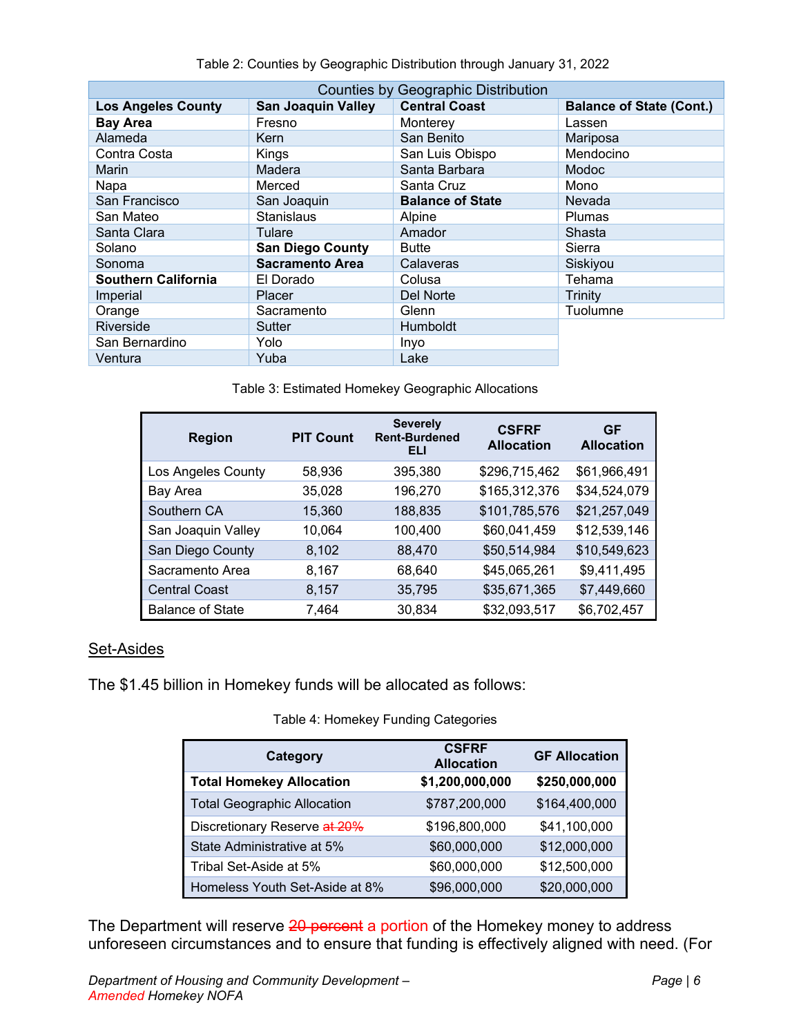Table 2: Counties by Geographic Distribution through January 31, 2022

| Counties by Geographic Distribution | | | |
|---|---|---|---|
| **Los Angeles County** | **San Joaquin Valley** | **Central Coast** | **Balance of State (Cont.)** |
| **Bay Area** | Fresno | Monterey | Lassen |
| Alameda | Kern | San Benito | Mariposa |
| Contra Costa | Kings | San Luis Obispo | Mendocino |
| Marin | Madera | Santa Barbara | Modoc |
| Napa | Merced | Santa Cruz | Mono |
| San Francisco | San Joaquin | **Balance of State** | Nevada |
| San Mateo | Stanislaus | Alpine | Plumas |
| Santa Clara | Tulare | Amador | Shasta |
| Solano | **San Diego County** | Butte | Sierra |
| Sonoma | **Sacramento Area** | Calaveras | Siskiyou |
| **Southern California** | El Dorado | Colusa | Tehama |
| Imperial | Placer | Del Norte | Trinity |
| Orange | Sacramento | Glenn | Tuolumne |
| Riverside | Sutter | Humboldt | |
| San Bernardino | Yolo | Inyo | |
| Ventura | Yuba | Lake | |

Table 3: Estimated Homekey Geographic Allocations

| Region | PIT Count | Severely Rent-Burdened ELI | CSFRF Allocation | GF Allocation |
|---|---|---|---|---|
| Los Angeles County | 58,936 | 395,380 | $296,715,462 | $61,966,491 |
| Bay Area | 35,028 | 196,270 | $165,312,376 | $34,524,079 |
| Southern CA | 15,360 | 188,835 | $101,785,576 | $21,257,049 |
| San Joaquin Valley | 10,064 | 100,400 | $60,041,459 | $12,539,146 |
| San Diego County | 8,102 | 88,470 | $50,514,984 | $10,549,623 |
| Sacramento Area | 8,167 | 68,640 | $45,065,261 | $9,411,495 |
| Central Coast | 8,157 | 35,795 | $35,671,365 | $7,449,660 |
| Balance of State | 7,464 | 30,834 | $32,093,517 | $6,702,457 |

## Set-Asides

The $1.45 billion in Homekey funds will be allocated as follows:

Table 4: Homekey Funding Categories

| Category | CSFRF Allocation | GF Allocation |
|---|---|---|
| **Total Homekey Allocation** | **$1,200,000,000** | **$250,000,000** |
| Total Geographic Allocation | $787,200,000 | $164,400,000 |
| Discretionary Reserve ~~at 20%~~ | $196,800,000 | $41,100,000 |
| State Administrative at 5% | $60,000,000 | $12,000,000 |
| Tribal Set-Aside at 5% | $60,000,000 | $12,500,000 |
| Homeless Youth Set-Aside at 8% | $96,000,000 | $20,000,000 |

The Department will reserve ~~20 percent~~ a portion of the Homekey money to address unforeseen circumstances and to ensure that funding is effectively aligned with need. (For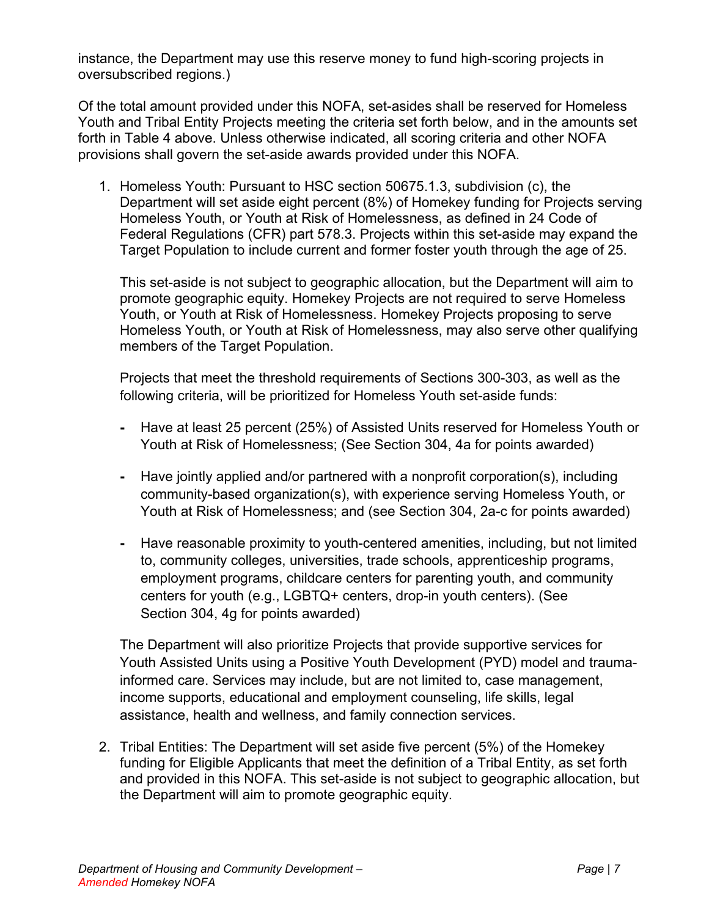instance, the Department may use this reserve money to fund high-scoring projects in oversubscribed regions.)

Of the total amount provided under this NOFA, set-asides shall be reserved for Homeless Youth and Tribal Entity Projects meeting the criteria set forth below, and in the amounts set forth in Table 4 above. Unless otherwise indicated, all scoring criteria and other NOFA provisions shall govern the set-aside awards provided under this NOFA.

1. Homeless Youth: Pursuant to HSC section 50675.1.3, subdivision (c), the Department will set aside eight percent (8%) of Homekey funding for Projects serving Homeless Youth, or Youth at Risk of Homelessness, as defined in 24 Code of Federal Regulations (CFR) part 578.3. Projects within this set-aside may expand the Target Population to include current and former foster youth through the age of 25.

   This set-aside is not subject to geographic allocation, but the Department will aim to promote geographic equity. Homekey Projects are not required to serve Homeless Youth, or Youth at Risk of Homelessness. Homekey Projects proposing to serve Homeless Youth, or Youth at Risk of Homelessness, may also serve other qualifying members of the Target Population.

   Projects that meet the threshold requirements of Sections 300-303, as well as the following criteria, will be prioritized for Homeless Youth set-aside funds:

   - Have at least 25 percent (25%) of Assisted Units reserved for Homeless Youth or Youth at Risk of Homelessness; (See Section 304, 4a for points awarded)
   - Have jointly applied and/or partnered with a nonprofit corporation(s), including community-based organization(s), with experience serving Homeless Youth, or Youth at Risk of Homelessness; and (see Section 304, 2a-c for points awarded)
   - Have reasonable proximity to youth-centered amenities, including, but not limited to, community colleges, universities, trade schools, apprenticeship programs, employment programs, childcare centers for parenting youth, and community centers for youth (e.g., LGBTQ+ centers, drop-in youth centers). (See Section 304, 4g for points awarded)

   The Department will also prioritize Projects that provide supportive services for Youth Assisted Units using a Positive Youth Development (PYD) model and trauma-informed care. Services may include, but are not limited to, case management, income supports, educational and employment counseling, life skills, legal assistance, health and wellness, and family connection services.

2. Tribal Entities: The Department will set aside five percent (5%) of the Homekey funding for Eligible Applicants that meet the definition of a Tribal Entity, as set forth and provided in this NOFA. This set-aside is not subject to geographic allocation, but the Department will aim to promote geographic equity.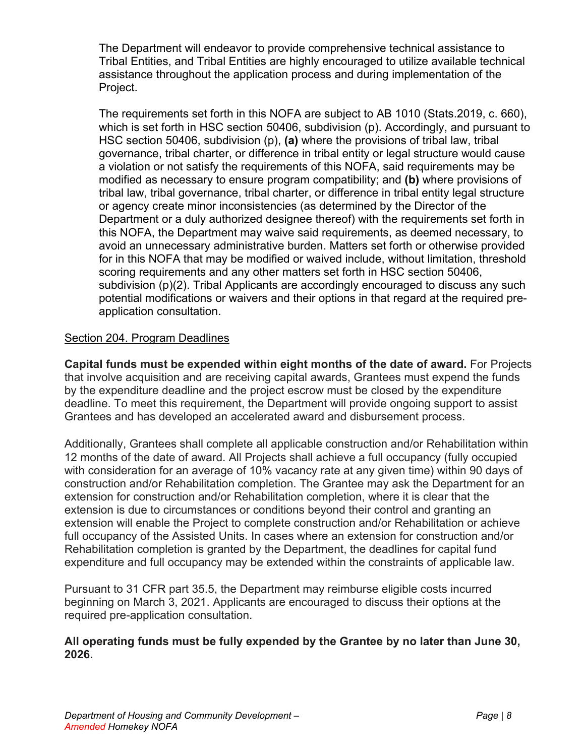The Department will endeavor to provide comprehensive technical assistance to Tribal Entities, and Tribal Entities are highly encouraged to utilize available technical assistance throughout the application process and during implementation of the Project.

The requirements set forth in this NOFA are subject to AB 1010 (Stats.2019, c. 660), which is set forth in HSC section 50406, subdivision (p). Accordingly, and pursuant to HSC section 50406, subdivision (p), **(a)** where the provisions of tribal law, tribal governance, tribal charter, or difference in tribal entity or legal structure would cause a violation or not satisfy the requirements of this NOFA, said requirements may be modified as necessary to ensure program compatibility; and **(b)** where provisions of tribal law, tribal governance, tribal charter, or difference in tribal entity legal structure or agency create minor inconsistencies (as determined by the Director of the Department or a duly authorized designee thereof) with the requirements set forth in this NOFA, the Department may waive said requirements, as deemed necessary, to avoid an unnecessary administrative burden. Matters set forth or otherwise provided for in this NOFA that may be modified or waived include, without limitation, threshold scoring requirements and any other matters set forth in HSC section 50406, subdivision (p)(2). Tribal Applicants are accordingly encouraged to discuss any such potential modifications or waivers and their options in that regard at the required pre-application consultation.

## Section 204. Program Deadlines

**Capital funds must be expended within eight months of the date of award.** For Projects that involve acquisition and are receiving capital awards, Grantees must expend the funds by the expenditure deadline and the project escrow must be closed by the expenditure deadline. To meet this requirement, the Department will provide ongoing support to assist Grantees and has developed an accelerated award and disbursement process.

Additionally, Grantees shall complete all applicable construction and/or Rehabilitation within 12 months of the date of award. All Projects shall achieve a full occupancy (fully occupied with consideration for an average of 10% vacancy rate at any given time) within 90 days of construction and/or Rehabilitation completion. The Grantee may ask the Department for an extension for construction and/or Rehabilitation completion, where it is clear that the extension is due to circumstances or conditions beyond their control and granting an extension will enable the Project to complete construction and/or Rehabilitation or achieve full occupancy of the Assisted Units. In cases where an extension for construction and/or Rehabilitation completion is granted by the Department, the deadlines for capital fund expenditure and full occupancy may be extended within the constraints of applicable law.

Pursuant to 31 CFR part 35.5, the Department may reimburse eligible costs incurred beginning on March 3, 2021. Applicants are encouraged to discuss their options at the required pre-application consultation.

**All operating funds must be fully expended by the Grantee by no later than June 30, 2026.**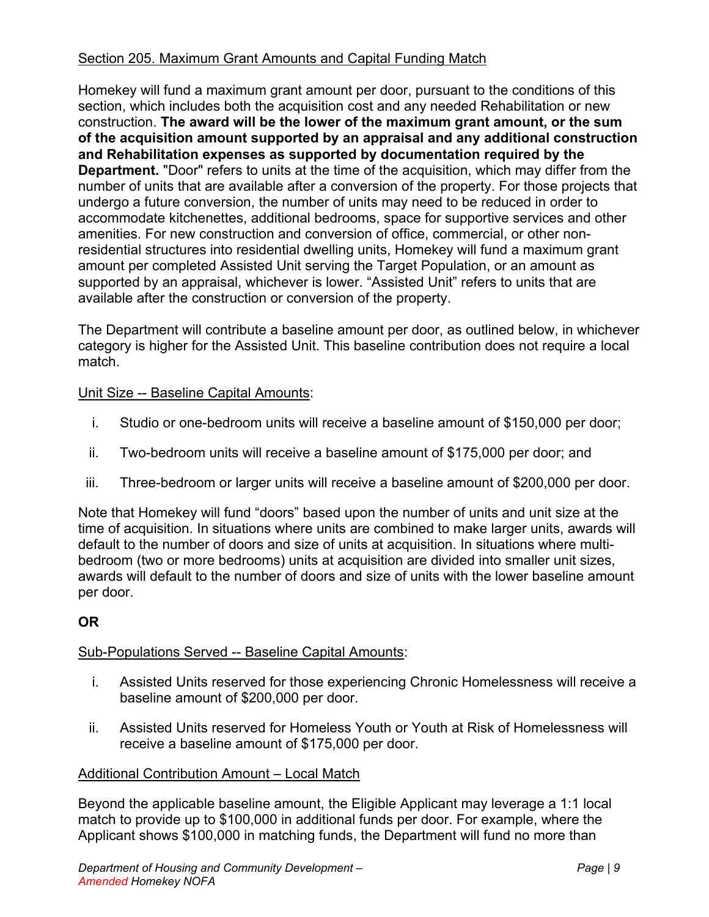Section 205. Maximum Grant Amounts and Capital Funding Match

Homekey will fund a maximum grant amount per door, pursuant to the conditions of this section, which includes both the acquisition cost and any needed Rehabilitation or new construction. **The award will be the lower of the maximum grant amount, or the sum of the acquisition amount supported by an appraisal and any additional construction and Rehabilitation expenses as supported by documentation required by the Department.** "Door" refers to units at the time of the acquisition, which may differ from the number of units that are available after a conversion of the property. For those projects that undergo a future conversion, the number of units may need to be reduced in order to accommodate kitchenettes, additional bedrooms, space for supportive services and other amenities. For new construction and conversion of office, commercial, or other non-residential structures into residential dwelling units, Homekey will fund a maximum grant amount per completed Assisted Unit serving the Target Population, or an amount as supported by an appraisal, whichever is lower. "Assisted Unit" refers to units that are available after the construction or conversion of the property.

The Department will contribute a baseline amount per door, as outlined below, in whichever category is higher for the Assisted Unit. This baseline contribution does not require a local match.

Unit Size -- Baseline Capital Amounts:

i. Studio or one-bedroom units will receive a baseline amount of $150,000 per door;

ii. Two-bedroom units will receive a baseline amount of $175,000 per door; and

iii. Three-bedroom or larger units will receive a baseline amount of $200,000 per door.

Note that Homekey will fund "doors" based upon the number of units and unit size at the time of acquisition. In situations where units are combined to make larger units, awards will default to the number of doors and size of units at acquisition. In situations where multi-bedroom (two or more bedrooms) units at acquisition are divided into smaller unit sizes, awards will default to the number of doors and size of units with the lower baseline amount per door.

**OR**

Sub-Populations Served -- Baseline Capital Amounts:

i. Assisted Units reserved for those experiencing Chronic Homelessness will receive a baseline amount of $200,000 per door.

ii. Assisted Units reserved for Homeless Youth or Youth at Risk of Homelessness will receive a baseline amount of $175,000 per door.

Additional Contribution Amount – Local Match

Beyond the applicable baseline amount, the Eligible Applicant may leverage a 1:1 local match to provide up to $100,000 in additional funds per door. For example, where the Applicant shows $100,000 in matching funds, the Department will fund no more than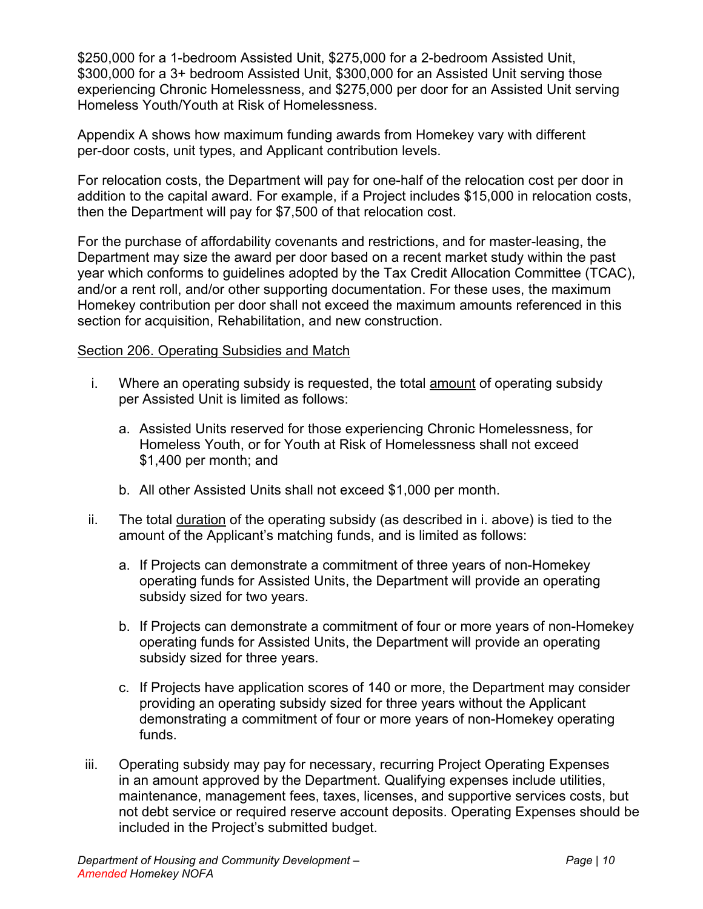$250,000 for a 1-bedroom Assisted Unit, $275,000 for a 2-bedroom Assisted Unit, $300,000 for a 3+ bedroom Assisted Unit, $300,000 for an Assisted Unit serving those experiencing Chronic Homelessness, and $275,000 per door for an Assisted Unit serving Homeless Youth/Youth at Risk of Homelessness.

Appendix A shows how maximum funding awards from Homekey vary with different per-door costs, unit types, and Applicant contribution levels.

For relocation costs, the Department will pay for one-half of the relocation cost per door in addition to the capital award. For example, if a Project includes $15,000 in relocation costs, then the Department will pay for $7,500 of that relocation cost.

For the purchase of affordability covenants and restrictions, and for master-leasing, the Department may size the award per door based on a recent market study within the past year which conforms to guidelines adopted by the Tax Credit Allocation Committee (TCAC), and/or a rent roll, and/or other supporting documentation. For these uses, the maximum Homekey contribution per door shall not exceed the maximum amounts referenced in this section for acquisition, Rehabilitation, and new construction.

<u>Section 206. Operating Subsidies and Match</u>

i. Where an operating subsidy is requested, the total <u>amount</u> of operating subsidy per Assisted Unit is limited as follows:

   a. Assisted Units reserved for those experiencing Chronic Homelessness, for Homeless Youth, or for Youth at Risk of Homelessness shall not exceed $1,400 per month; and

   b. All other Assisted Units shall not exceed $1,000 per month.

ii. The total <u>duration</u> of the operating subsidy (as described in i. above) is tied to the amount of the Applicant's matching funds, and is limited as follows:

   a. If Projects can demonstrate a commitment of three years of non-Homekey operating funds for Assisted Units, the Department will provide an operating subsidy sized for two years.

   b. If Projects can demonstrate a commitment of four or more years of non-Homekey operating funds for Assisted Units, the Department will provide an operating subsidy sized for three years.

   c. If Projects have application scores of 140 or more, the Department may consider providing an operating subsidy sized for three years without the Applicant demonstrating a commitment of four or more years of non-Homekey operating funds.

iii. Operating subsidy may pay for necessary, recurring Project Operating Expenses in an amount approved by the Department. Qualifying expenses include utilities, maintenance, management fees, taxes, licenses, and supportive services costs, but not debt service or required reserve account deposits. Operating Expenses should be included in the Project's submitted budget.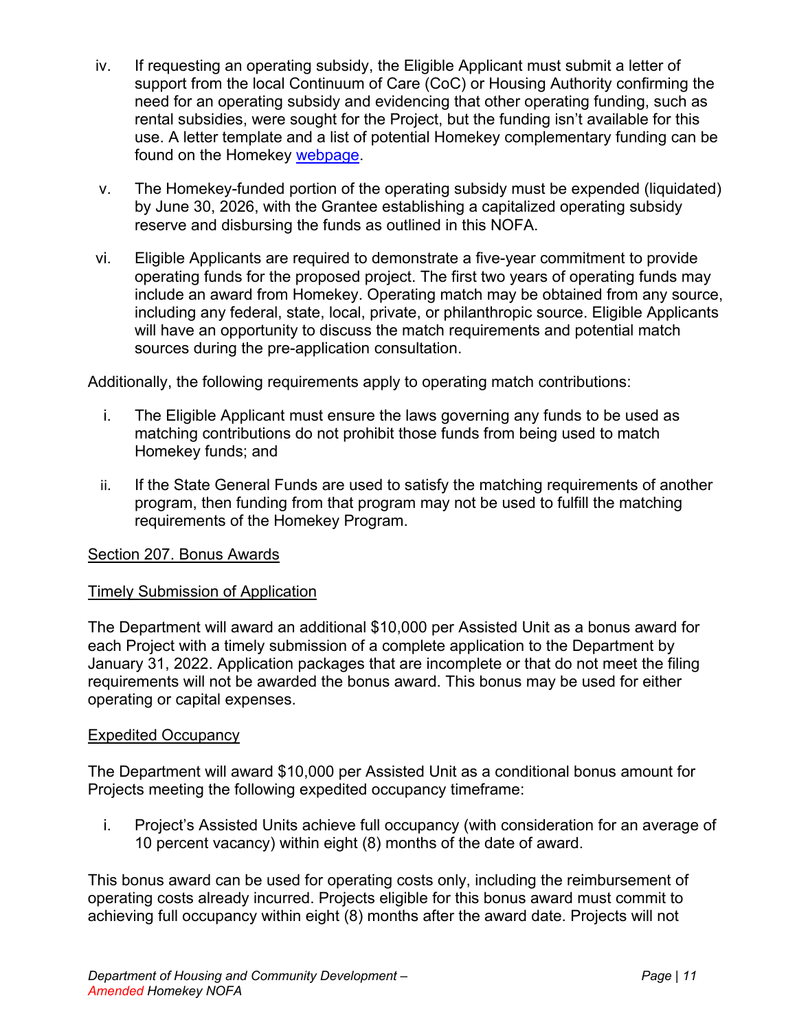iv. If requesting an operating subsidy, the Eligible Applicant must submit a letter of support from the local Continuum of Care (CoC) or Housing Authority confirming the need for an operating subsidy and evidencing that other operating funding, such as rental subsidies, were sought for the Project, but the funding isn't available for this use. A letter template and a list of potential Homekey complementary funding can be found on the Homekey webpage.

v. The Homekey-funded portion of the operating subsidy must be expended (liquidated) by June 30, 2026, with the Grantee establishing a capitalized operating subsidy reserve and disbursing the funds as outlined in this NOFA.

vi. Eligible Applicants are required to demonstrate a five-year commitment to provide operating funds for the proposed project. The first two years of operating funds may include an award from Homekey. Operating match may be obtained from any source, including any federal, state, local, private, or philanthropic source. Eligible Applicants will have an opportunity to discuss the match requirements and potential match sources during the pre-application consultation.

Additionally, the following requirements apply to operating match contributions:

i. The Eligible Applicant must ensure the laws governing any funds to be used as matching contributions do not prohibit those funds from being used to match Homekey funds; and

ii. If the State General Funds are used to satisfy the matching requirements of another program, then funding from that program may not be used to fulfill the matching requirements of the Homekey Program.

## Section 207. Bonus Awards

### Timely Submission of Application

The Department will award an additional $10,000 per Assisted Unit as a bonus award for each Project with a timely submission of a complete application to the Department by January 31, 2022. Application packages that are incomplete or that do not meet the filing requirements will not be awarded the bonus award. This bonus may be used for either operating or capital expenses.

### Expedited Occupancy

The Department will award $10,000 per Assisted Unit as a conditional bonus amount for Projects meeting the following expedited occupancy timeframe:

i. Project's Assisted Units achieve full occupancy (with consideration for an average of 10 percent vacancy) within eight (8) months of the date of award.

This bonus award can be used for operating costs only, including the reimbursement of operating costs already incurred. Projects eligible for this bonus award must commit to achieving full occupancy within eight (8) months after the award date. Projects will not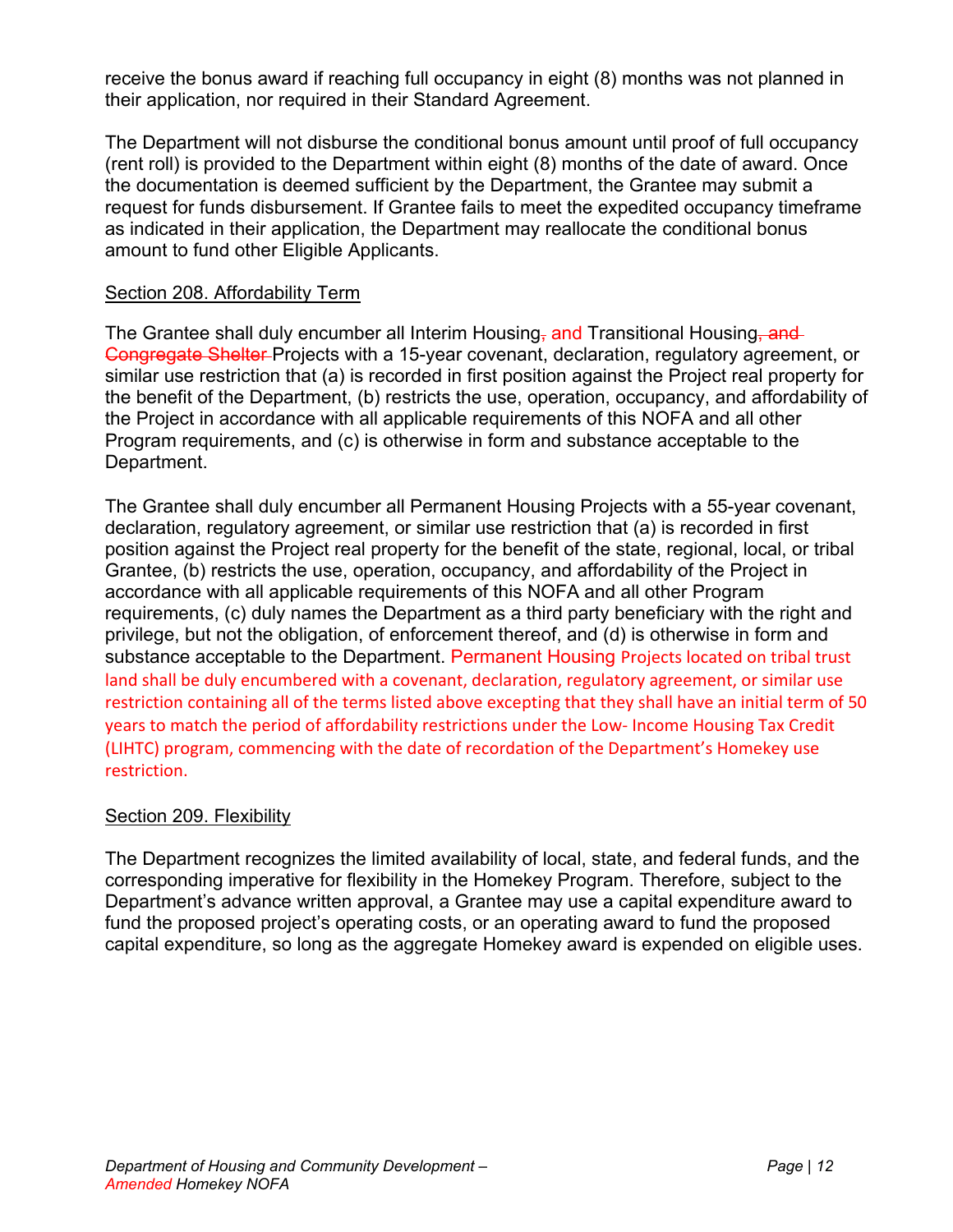receive the bonus award if reaching full occupancy in eight (8) months was not planned in their application, nor required in their Standard Agreement.

The Department will not disburse the conditional bonus amount until proof of full occupancy (rent roll) is provided to the Department within eight (8) months of the date of award. Once the documentation is deemed sufficient by the Department, the Grantee may submit a request for funds disbursement. If Grantee fails to meet the expedited occupancy timeframe as indicated in their application, the Department may reallocate the conditional bonus amount to fund other Eligible Applicants.

## Section 208. Affordability Term

The Grantee shall duly encumber all Interim Housing~~,~~ and Transitional Housing~~, and Congregate Shelter~~ Projects with a 15-year covenant, declaration, regulatory agreement, or similar use restriction that (a) is recorded in first position against the Project real property for the benefit of the Department, (b) restricts the use, operation, occupancy, and affordability of the Project in accordance with all applicable requirements of this NOFA and all other Program requirements, and (c) is otherwise in form and substance acceptable to the Department.

The Grantee shall duly encumber all Permanent Housing Projects with a 55-year covenant, declaration, regulatory agreement, or similar use restriction that (a) is recorded in first position against the Project real property for the benefit of the state, regional, local, or tribal Grantee, (b) restricts the use, operation, occupancy, and affordability of the Project in accordance with all applicable requirements of this NOFA and all other Program requirements, (c) duly names the Department as a third party beneficiary with the right and privilege, but not the obligation, of enforcement thereof, and (d) is otherwise in form and substance acceptable to the Department. Permanent Housing Projects located on tribal trust land shall be duly encumbered with a covenant, declaration, regulatory agreement, or similar use restriction containing all of the terms listed above excepting that they shall have an initial term of 50 years to match the period of affordability restrictions under the Low- Income Housing Tax Credit (LIHTC) program, commencing with the date of recordation of the Department's Homekey use restriction.

## Section 209. Flexibility

The Department recognizes the limited availability of local, state, and federal funds, and the corresponding imperative for flexibility in the Homekey Program. Therefore, subject to the Department's advance written approval, a Grantee may use a capital expenditure award to fund the proposed project's operating costs, or an operating award to fund the proposed capital expenditure, so long as the aggregate Homekey award is expended on eligible uses.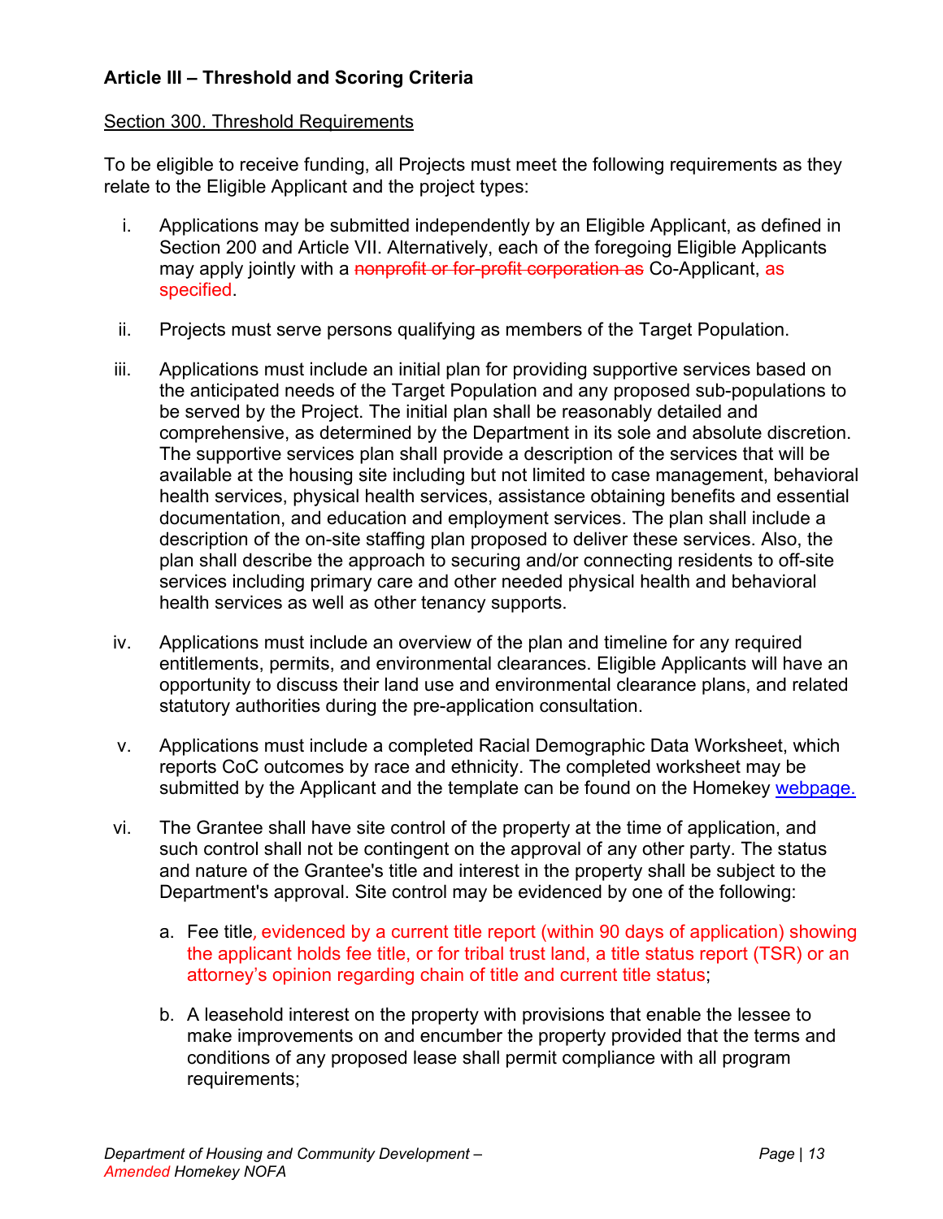**Article III – Threshold and Scoring Criteria**

Section 300. Threshold Requirements

To be eligible to receive funding, all Projects must meet the following requirements as they relate to the Eligible Applicant and the project types:

i. Applications may be submitted independently by an Eligible Applicant, as defined in Section 200 and Article VII. Alternatively, each of the foregoing Eligible Applicants may apply jointly with a ~~nonprofit or for-profit corporation as~~ Co-Applicant, as specified.

ii. Projects must serve persons qualifying as members of the Target Population.

iii. Applications must include an initial plan for providing supportive services based on the anticipated needs of the Target Population and any proposed sub-populations to be served by the Project. The initial plan shall be reasonably detailed and comprehensive, as determined by the Department in its sole and absolute discretion. The supportive services plan shall provide a description of the services that will be available at the housing site including but not limited to case management, behavioral health services, physical health services, assistance obtaining benefits and essential documentation, and education and employment services. The plan shall include a description of the on-site staffing plan proposed to deliver these services. Also, the plan shall describe the approach to securing and/or connecting residents to off-site services including primary care and other needed physical health and behavioral health services as well as other tenancy supports.

iv. Applications must include an overview of the plan and timeline for any required entitlements, permits, and environmental clearances. Eligible Applicants will have an opportunity to discuss their land use and environmental clearance plans, and related statutory authorities during the pre-application consultation.

v. Applications must include a completed Racial Demographic Data Worksheet, which reports CoC outcomes by race and ethnicity. The completed worksheet may be submitted by the Applicant and the template can be found on the Homekey webpage.

vi. The Grantee shall have site control of the property at the time of application, and such control shall not be contingent on the approval of any other party. The status and nature of the Grantee's title and interest in the property shall be subject to the Department's approval. Site control may be evidenced by one of the following:

   a. Fee title, evidenced by a current title report (within 90 days of application) showing the applicant holds fee title, or for tribal trust land, a title status report (TSR) or an attorney's opinion regarding chain of title and current title status;

   b. A leasehold interest on the property with provisions that enable the lessee to make improvements on and encumber the property provided that the terms and conditions of any proposed lease shall permit compliance with all program requirements;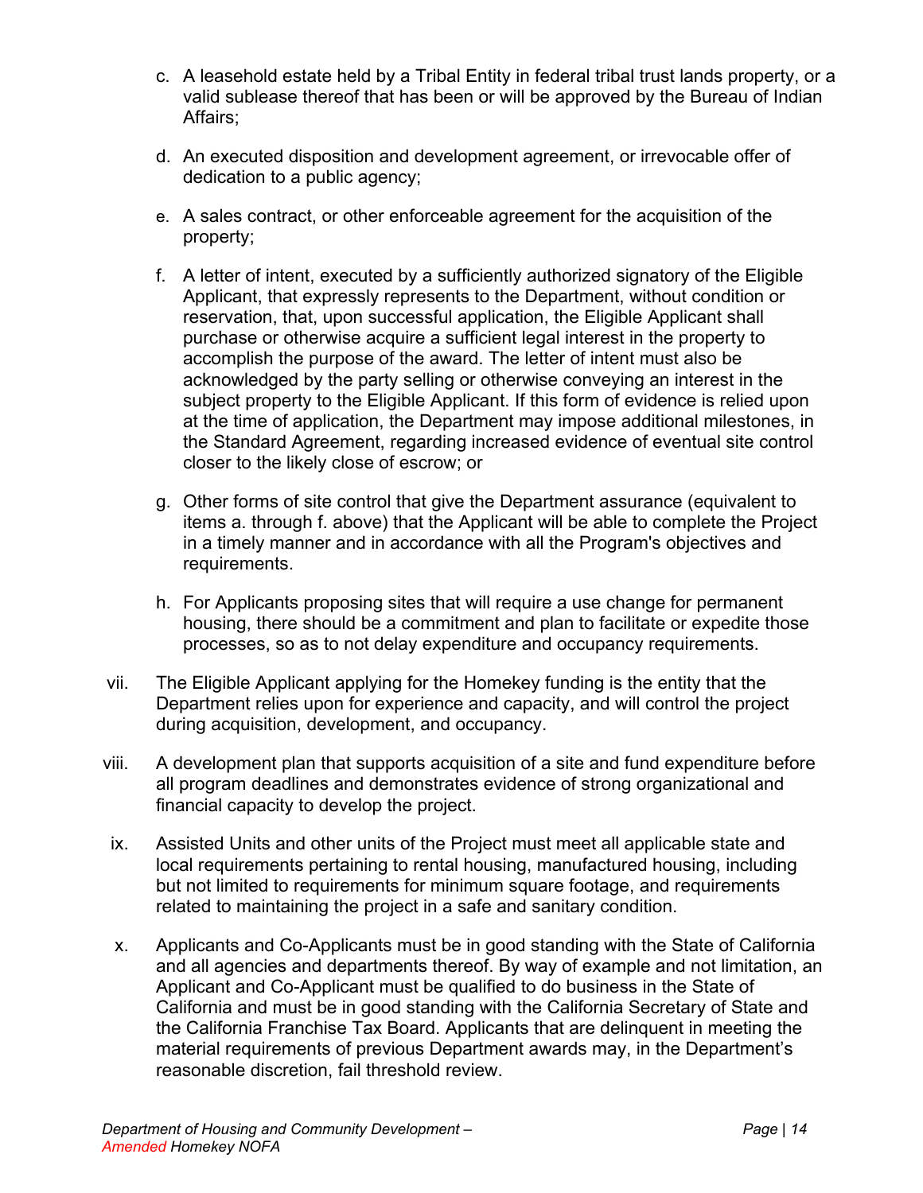c. A leasehold estate held by a Tribal Entity in federal tribal trust lands property, or a valid sublease thereof that has been or will be approved by the Bureau of Indian Affairs;

d. An executed disposition and development agreement, or irrevocable offer of dedication to a public agency;

e. A sales contract, or other enforceable agreement for the acquisition of the property;

f. A letter of intent, executed by a sufficiently authorized signatory of the Eligible Applicant, that expressly represents to the Department, without condition or reservation, that, upon successful application, the Eligible Applicant shall purchase or otherwise acquire a sufficient legal interest in the property to accomplish the purpose of the award. The letter of intent must also be acknowledged by the party selling or otherwise conveying an interest in the subject property to the Eligible Applicant. If this form of evidence is relied upon at the time of application, the Department may impose additional milestones, in the Standard Agreement, regarding increased evidence of eventual site control closer to the likely close of escrow; or

g. Other forms of site control that give the Department assurance (equivalent to items a. through f. above) that the Applicant will be able to complete the Project in a timely manner and in accordance with all the Program's objectives and requirements.

h. For Applicants proposing sites that will require a use change for permanent housing, there should be a commitment and plan to facilitate or expedite those processes, so as to not delay expenditure and occupancy requirements.

vii. The Eligible Applicant applying for the Homekey funding is the entity that the Department relies upon for experience and capacity, and will control the project during acquisition, development, and occupancy.

viii. A development plan that supports acquisition of a site and fund expenditure before all program deadlines and demonstrates evidence of strong organizational and financial capacity to develop the project.

ix. Assisted Units and other units of the Project must meet all applicable state and local requirements pertaining to rental housing, manufactured housing, including but not limited to requirements for minimum square footage, and requirements related to maintaining the project in a safe and sanitary condition.

x. Applicants and Co-Applicants must be in good standing with the State of California and all agencies and departments thereof. By way of example and not limitation, an Applicant and Co-Applicant must be qualified to do business in the State of California and must be in good standing with the California Secretary of State and the California Franchise Tax Board. Applicants that are delinquent in meeting the material requirements of previous Department awards may, in the Department's reasonable discretion, fail threshold review.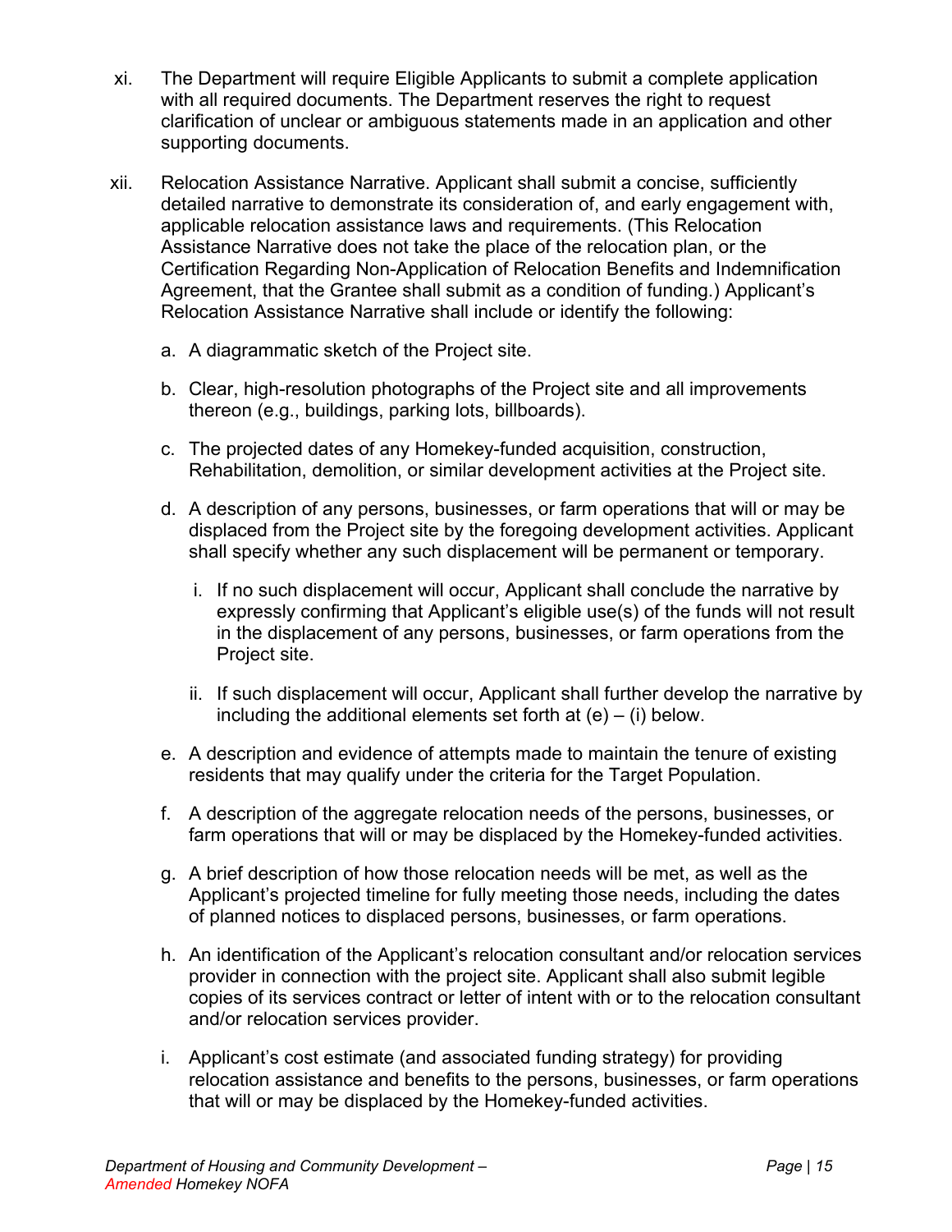xi. The Department will require Eligible Applicants to submit a complete application with all required documents. The Department reserves the right to request clarification of unclear or ambiguous statements made in an application and other supporting documents.

xii. Relocation Assistance Narrative. Applicant shall submit a concise, sufficiently detailed narrative to demonstrate its consideration of, and early engagement with, applicable relocation assistance laws and requirements. (This Relocation Assistance Narrative does not take the place of the relocation plan, or the Certification Regarding Non-Application of Relocation Benefits and Indemnification Agreement, that the Grantee shall submit as a condition of funding.) Applicant's Relocation Assistance Narrative shall include or identify the following:

   a. A diagrammatic sketch of the Project site.

   b. Clear, high-resolution photographs of the Project site and all improvements thereon (e.g., buildings, parking lots, billboards).

   c. The projected dates of any Homekey-funded acquisition, construction, Rehabilitation, demolition, or similar development activities at the Project site.

   d. A description of any persons, businesses, or farm operations that will or may be displaced from the Project site by the foregoing development activities. Applicant shall specify whether any such displacement will be permanent or temporary.

      i. If no such displacement will occur, Applicant shall conclude the narrative by expressly confirming that Applicant's eligible use(s) of the funds will not result in the displacement of any persons, businesses, or farm operations from the Project site.

      ii. If such displacement will occur, Applicant shall further develop the narrative by including the additional elements set forth at (e) – (i) below.

   e. A description and evidence of attempts made to maintain the tenure of existing residents that may qualify under the criteria for the Target Population.

   f. A description of the aggregate relocation needs of the persons, businesses, or farm operations that will or may be displaced by the Homekey-funded activities.

   g. A brief description of how those relocation needs will be met, as well as the Applicant's projected timeline for fully meeting those needs, including the dates of planned notices to displaced persons, businesses, or farm operations.

   h. An identification of the Applicant's relocation consultant and/or relocation services provider in connection with the project site. Applicant shall also submit legible copies of its services contract or letter of intent with or to the relocation consultant and/or relocation services provider.

   i. Applicant's cost estimate (and associated funding strategy) for providing relocation assistance and benefits to the persons, businesses, or farm operations that will or may be displaced by the Homekey-funded activities.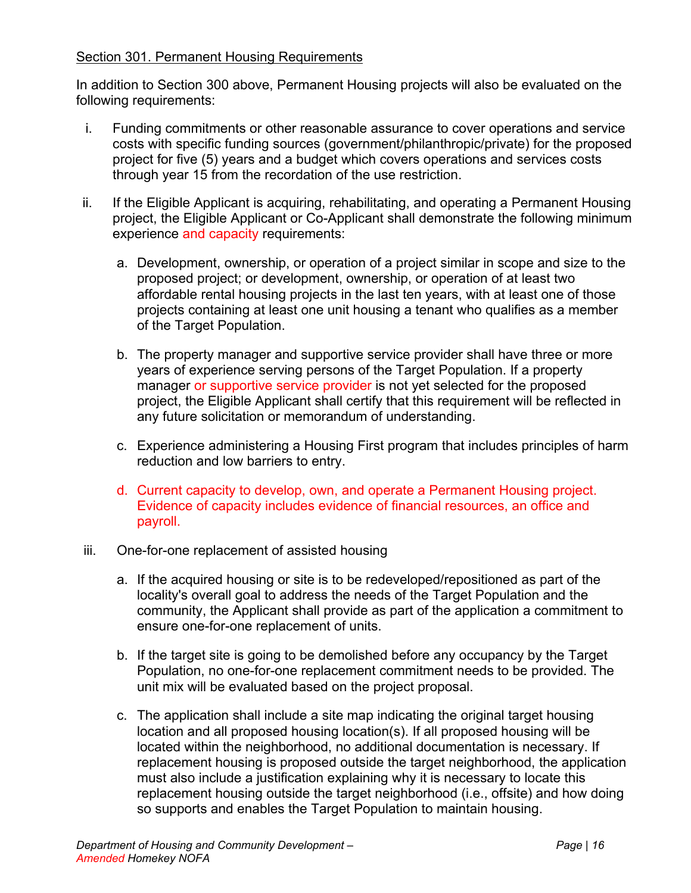Section 301. Permanent Housing Requirements

In addition to Section 300 above, Permanent Housing projects will also be evaluated on the following requirements:

i. Funding commitments or other reasonable assurance to cover operations and service costs with specific funding sources (government/philanthropic/private) for the proposed project for five (5) years and a budget which covers operations and services costs through year 15 from the recordation of the use restriction.

ii. If the Eligible Applicant is acquiring, rehabilitating, and operating a Permanent Housing project, the Eligible Applicant or Co-Applicant shall demonstrate the following minimum experience and capacity requirements:

   a. Development, ownership, or operation of a project similar in scope and size to the proposed project; or development, ownership, or operation of at least two affordable rental housing projects in the last ten years, with at least one of those projects containing at least one unit housing a tenant who qualifies as a member of the Target Population.

   b. The property manager and supportive service provider shall have three or more years of experience serving persons of the Target Population. If a property manager or supportive service provider is not yet selected for the proposed project, the Eligible Applicant shall certify that this requirement will be reflected in any future solicitation or memorandum of understanding.

   c. Experience administering a Housing First program that includes principles of harm reduction and low barriers to entry.

   d. Current capacity to develop, own, and operate a Permanent Housing project. Evidence of capacity includes evidence of financial resources, an office and payroll.

iii. One-for-one replacement of assisted housing

   a. If the acquired housing or site is to be redeveloped/repositioned as part of the locality's overall goal to address the needs of the Target Population and the community, the Applicant shall provide as part of the application a commitment to ensure one-for-one replacement of units.

   b. If the target site is going to be demolished before any occupancy by the Target Population, no one-for-one replacement commitment needs to be provided. The unit mix will be evaluated based on the project proposal.

   c. The application shall include a site map indicating the original target housing location and all proposed housing location(s). If all proposed housing will be located within the neighborhood, no additional documentation is necessary. If replacement housing is proposed outside the target neighborhood, the application must also include a justification explaining why it is necessary to locate this replacement housing outside the target neighborhood (i.e., offsite) and how doing so supports and enables the Target Population to maintain housing.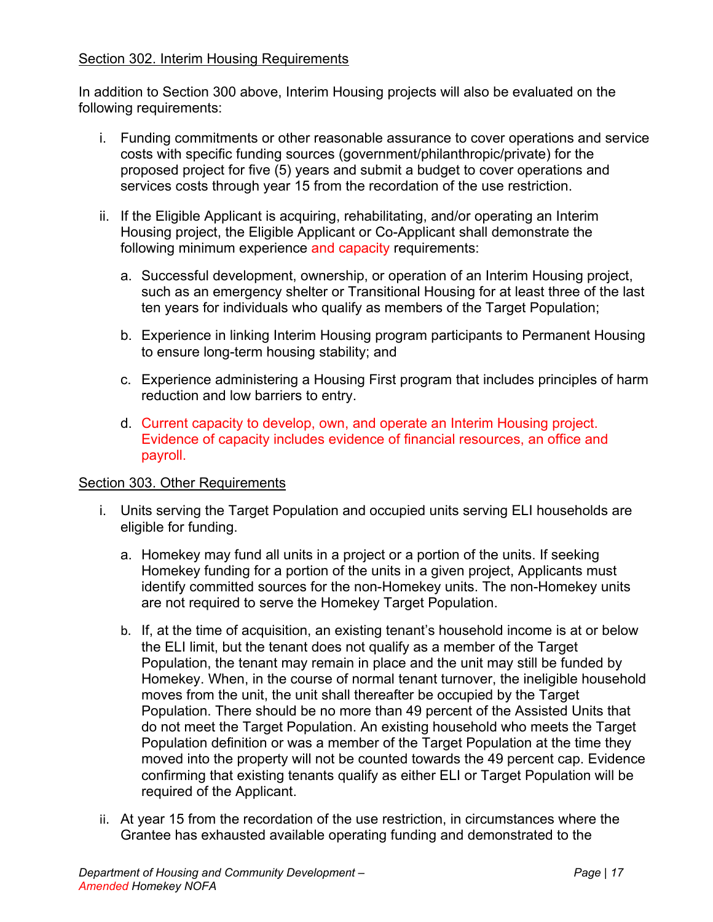Section 302. Interim Housing Requirements

In addition to Section 300 above, Interim Housing projects will also be evaluated on the following requirements:

i. Funding commitments or other reasonable assurance to cover operations and service costs with specific funding sources (government/philanthropic/private) for the proposed project for five (5) years and submit a budget to cover operations and services costs through year 15 from the recordation of the use restriction.

ii. If the Eligible Applicant is acquiring, rehabilitating, and/or operating an Interim Housing project, the Eligible Applicant or Co-Applicant shall demonstrate the following minimum experience and capacity requirements:

   a. Successful development, ownership, or operation of an Interim Housing project, such as an emergency shelter or Transitional Housing for at least three of the last ten years for individuals who qualify as members of the Target Population;

   b. Experience in linking Interim Housing program participants to Permanent Housing to ensure long-term housing stability; and

   c. Experience administering a Housing First program that includes principles of harm reduction and low barriers to entry.

   d. Current capacity to develop, own, and operate an Interim Housing project. Evidence of capacity includes evidence of financial resources, an office and payroll.

Section 303. Other Requirements

i. Units serving the Target Population and occupied units serving ELI households are eligible for funding.

   a. Homekey may fund all units in a project or a portion of the units. If seeking Homekey funding for a portion of the units in a given project, Applicants must identify committed sources for the non-Homekey units. The non-Homekey units are not required to serve the Homekey Target Population.

   b. If, at the time of acquisition, an existing tenant's household income is at or below the ELI limit, but the tenant does not qualify as a member of the Target Population, the tenant may remain in place and the unit may still be funded by Homekey. When, in the course of normal tenant turnover, the ineligible household moves from the unit, the unit shall thereafter be occupied by the Target Population. There should be no more than 49 percent of the Assisted Units that do not meet the Target Population. An existing household who meets the Target Population definition or was a member of the Target Population at the time they moved into the property will not be counted towards the 49 percent cap. Evidence confirming that existing tenants qualify as either ELI or Target Population will be required of the Applicant.

ii. At year 15 from the recordation of the use restriction, in circumstances where the Grantee has exhausted available operating funding and demonstrated to the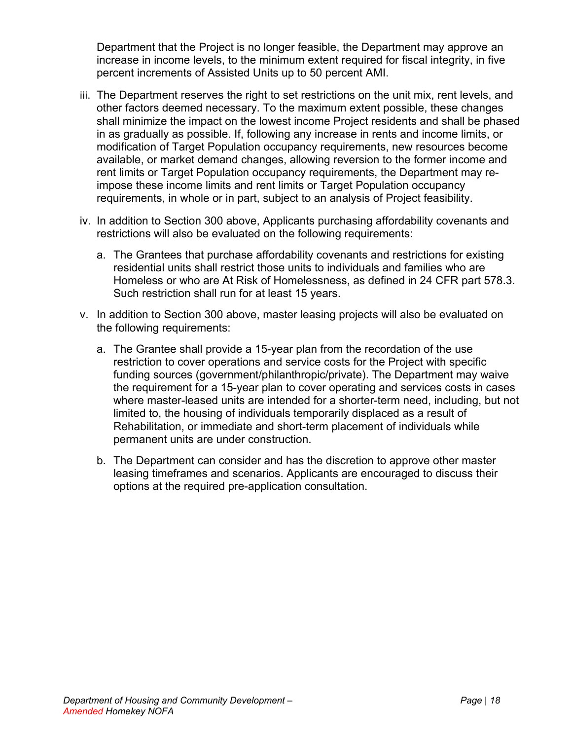Department that the Project is no longer feasible, the Department may approve an increase in income levels, to the minimum extent required for fiscal integrity, in five percent increments of Assisted Units up to 50 percent AMI.

iii. The Department reserves the right to set restrictions on the unit mix, rent levels, and other factors deemed necessary. To the maximum extent possible, these changes shall minimize the impact on the lowest income Project residents and shall be phased in as gradually as possible. If, following any increase in rents and income limits, or modification of Target Population occupancy requirements, new resources become available, or market demand changes, allowing reversion to the former income and rent limits or Target Population occupancy requirements, the Department may re-impose these income limits and rent limits or Target Population occupancy requirements, in whole or in part, subject to an analysis of Project feasibility.

iv. In addition to Section 300 above, Applicants purchasing affordability covenants and restrictions will also be evaluated on the following requirements:

   a. The Grantees that purchase affordability covenants and restrictions for existing residential units shall restrict those units to individuals and families who are Homeless or who are At Risk of Homelessness, as defined in 24 CFR part 578.3. Such restriction shall run for at least 15 years.

v. In addition to Section 300 above, master leasing projects will also be evaluated on the following requirements:

   a. The Grantee shall provide a 15-year plan from the recordation of the use restriction to cover operations and service costs for the Project with specific funding sources (government/philanthropic/private). The Department may waive the requirement for a 15-year plan to cover operating and services costs in cases where master-leased units are intended for a shorter-term need, including, but not limited to, the housing of individuals temporarily displaced as a result of Rehabilitation, or immediate and short-term placement of individuals while permanent units are under construction.

   b. The Department can consider and has the discretion to approve other master leasing timeframes and scenarios. Applicants are encouraged to discuss their options at the required pre-application consultation.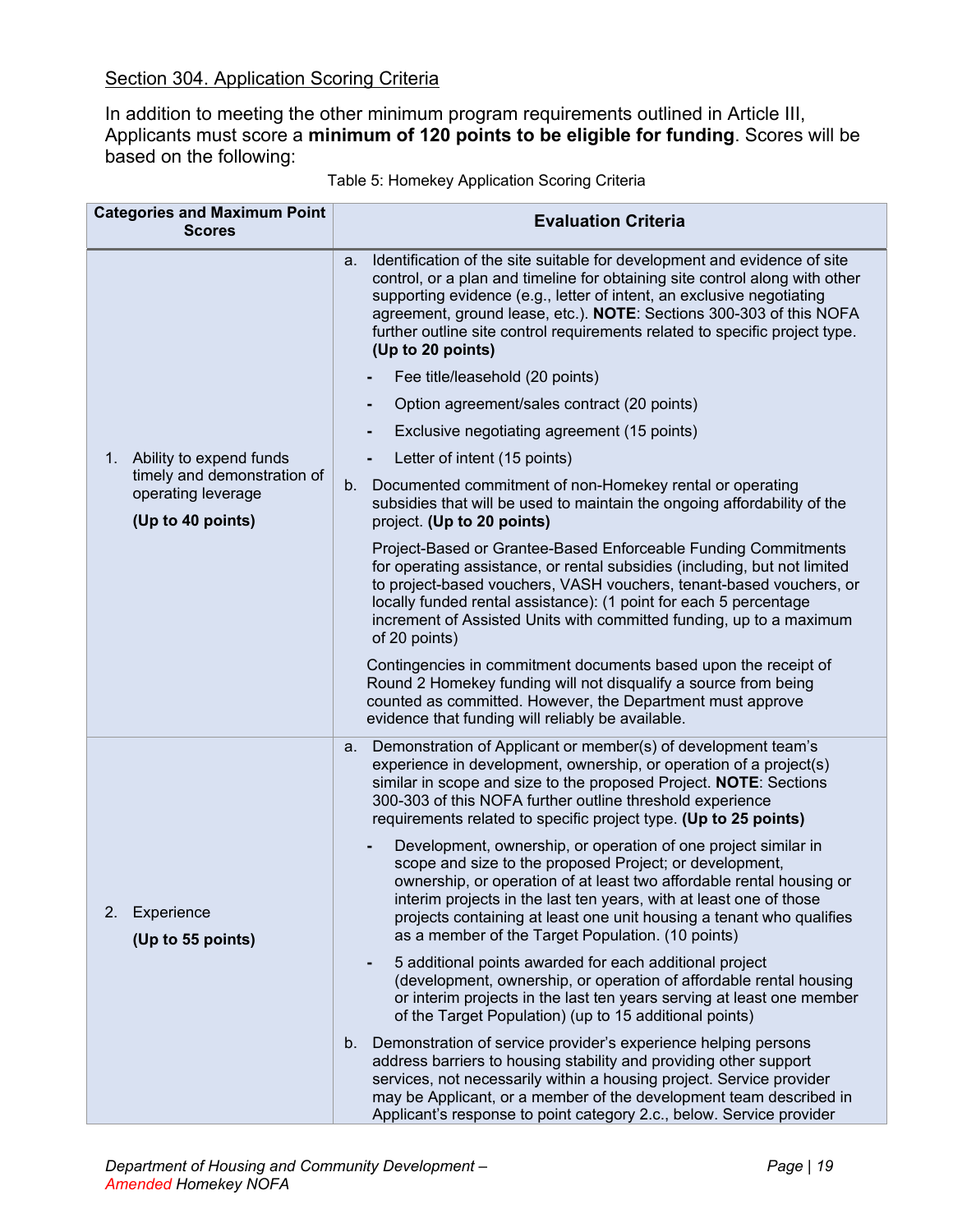Section 304. Application Scoring Criteria

In addition to meeting the other minimum program requirements outlined in Article III, Applicants must score a **minimum of 120 points to be eligible for funding**. Scores will be based on the following:

Table 5: Homekey Application Scoring Criteria

| Categories and Maximum Point Scores | Evaluation Criteria |
|---|---|
| 1. Ability to expend funds timely and demonstration of operating leverage<br><br>**(Up to 40 points)** | a. Identification of the site suitable for development and evidence of site control, or a plan and timeline for obtaining site control along with other supporting evidence (e.g., letter of intent, an exclusive negotiating agreement, ground lease, etc.). **NOTE**: Sections 300-303 of this NOFA further outline site control requirements related to specific project type. **(Up to 20 points)**<br><br>- Fee title/leasehold (20 points)<br>- Option agreement/sales contract (20 points)<br>- Exclusive negotiating agreement (15 points)<br>- Letter of intent (15 points)<br><br>b. Documented commitment of non-Homekey rental or operating subsidies that will be used to maintain the ongoing affordability of the project. **(Up to 20 points)**<br><br>Project-Based or Grantee-Based Enforceable Funding Commitments for operating assistance, or rental subsidies (including, but not limited to project-based vouchers, VASH vouchers, tenant-based vouchers, or locally funded rental assistance): (1 point for each 5 percentage increment of Assisted Units with committed funding, up to a maximum of 20 points)<br><br>Contingencies in commitment documents based upon the receipt of Round 2 Homekey funding will not disqualify a source from being counted as committed. However, the Department must approve evidence that funding will reliably be available. |
| 2. Experience<br><br>**(Up to 55 points)** | a. Demonstration of Applicant or member(s) of development team's experience in development, ownership, or operation of a project(s) similar in scope and size to the proposed Project. **NOTE**: Sections 300-303 of this NOFA further outline threshold experience requirements related to specific project type. **(Up to 25 points)**<br><br>- Development, ownership, or operation of one project similar in scope and size to the proposed Project; or development, ownership, or operation of at least two affordable rental housing or interim projects in the last ten years, with at least one of those projects containing at least one unit housing a tenant who qualifies as a member of the Target Population. (10 points)<br>- 5 additional points awarded for each additional project (development, ownership, or operation of affordable rental housing or interim projects in the last ten years serving at least one member of the Target Population) (up to 15 additional points)<br><br>b. Demonstration of service provider's experience helping persons address barriers to housing stability and providing other support services, not necessarily within a housing project. Service provider may be Applicant, or a member of the development team described in Applicant's response to point category 2.c., below. Service provider |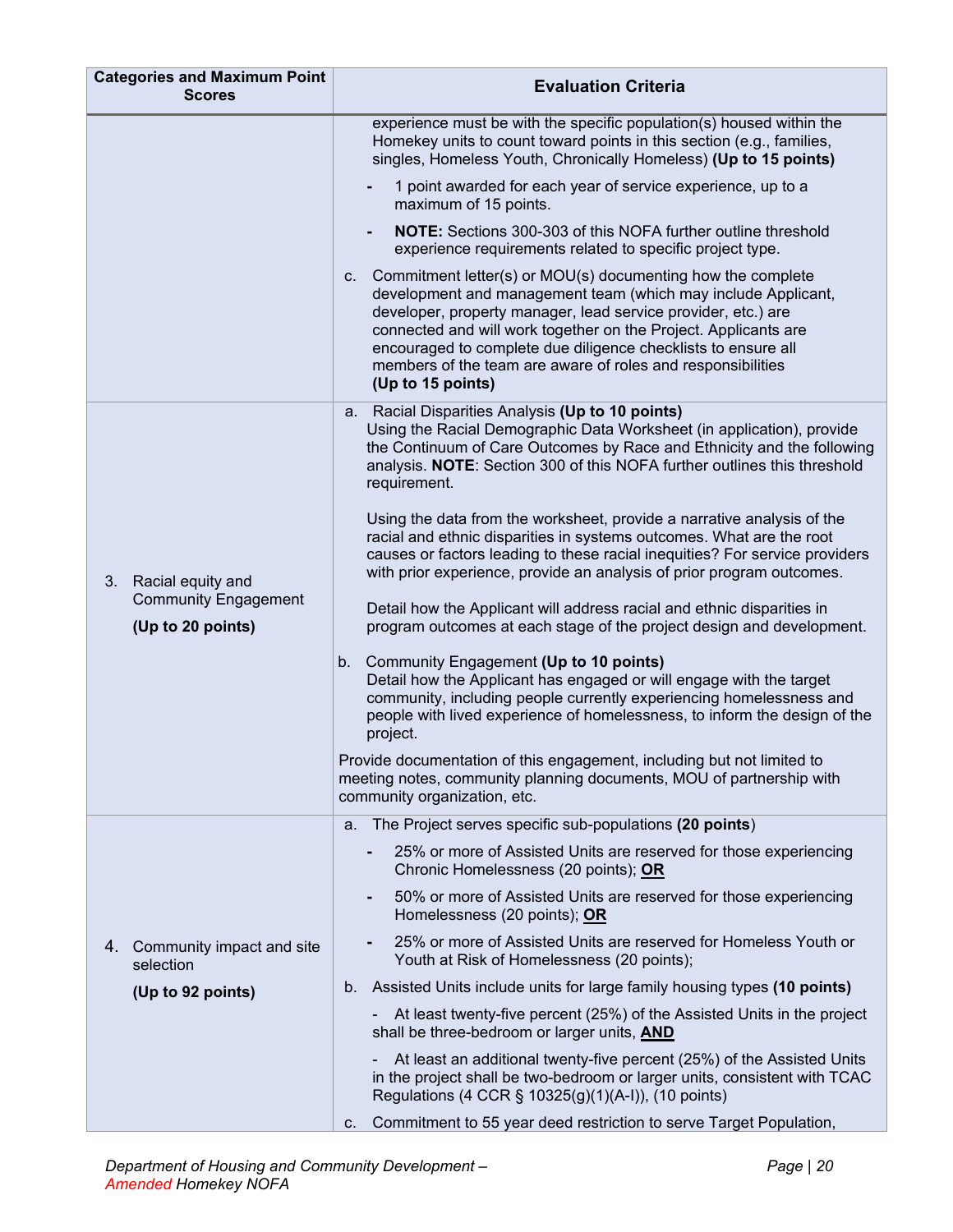| Categories and Maximum Point Scores | Evaluation Criteria |
|---|---|
| | experience must be with the specific population(s) housed within the Homekey units to count toward points in this section (e.g., families, singles, Homeless Youth, Chronically Homeless) **(Up to 15 points)**<br><br>- 1 point awarded for each year of service experience, up to a maximum of 15 points.<br><br>- **NOTE:** Sections 300-303 of this NOFA further outline threshold experience requirements related to specific project type.<br><br>c. Commitment letter(s) or MOU(s) documenting how the complete development and management team (which may include Applicant, developer, property manager, lead service provider, etc.) are connected and will work together on the Project. Applicants are encouraged to complete due diligence checklists to ensure all members of the team are aware of roles and responsibilities **(Up to 15 points)** |
| 3. Racial equity and Community Engagement<br><br>**(Up to 20 points)** | a. Racial Disparities Analysis **(Up to 10 points)**<br>Using the Racial Demographic Data Worksheet (in application), provide the Continuum of Care Outcomes by Race and Ethnicity and the following analysis. **NOTE**: Section 300 of this NOFA further outlines this threshold requirement.<br><br>Using the data from the worksheet, provide a narrative analysis of the racial and ethnic disparities in systems outcomes. What are the root causes or factors leading to these racial inequities? For service providers with prior experience, provide an analysis of prior program outcomes.<br><br>Detail how the Applicant will address racial and ethnic disparities in program outcomes at each stage of the project design and development.<br><br>b. Community Engagement **(Up to 10 points)**<br>Detail how the Applicant has engaged or will engage with the target community, including people currently experiencing homelessness and people with lived experience of homelessness, to inform the design of the project.<br><br>Provide documentation of this engagement, including but not limited to meeting notes, community planning documents, MOU of partnership with community organization, etc. |
| 4. Community impact and site selection<br><br>**(Up to 92 points)** | a. The Project serves specific sub-populations **(20 points)**<br><br>- 25% or more of Assisted Units are reserved for those experiencing Chronic Homelessness (20 points); **OR**<br><br>- 50% or more of Assisted Units are reserved for those experiencing Homelessness (20 points); **OR**<br><br>- 25% or more of Assisted Units are reserved for Homeless Youth or Youth at Risk of Homelessness (20 points);<br><br>b. Assisted Units include units for large family housing types **(10 points)**<br><br>- At least twenty-five percent (25%) of the Assisted Units in the project shall be three-bedroom or larger units, **AND**<br><br>- At least an additional twenty-five percent (25%) of the Assisted Units in the project shall be two-bedroom or larger units, consistent with TCAC Regulations (4 CCR § 10325(g)(1)(A-I)), (10 points)<br><br>c. Commitment to 55 year deed restriction to serve Target Population, |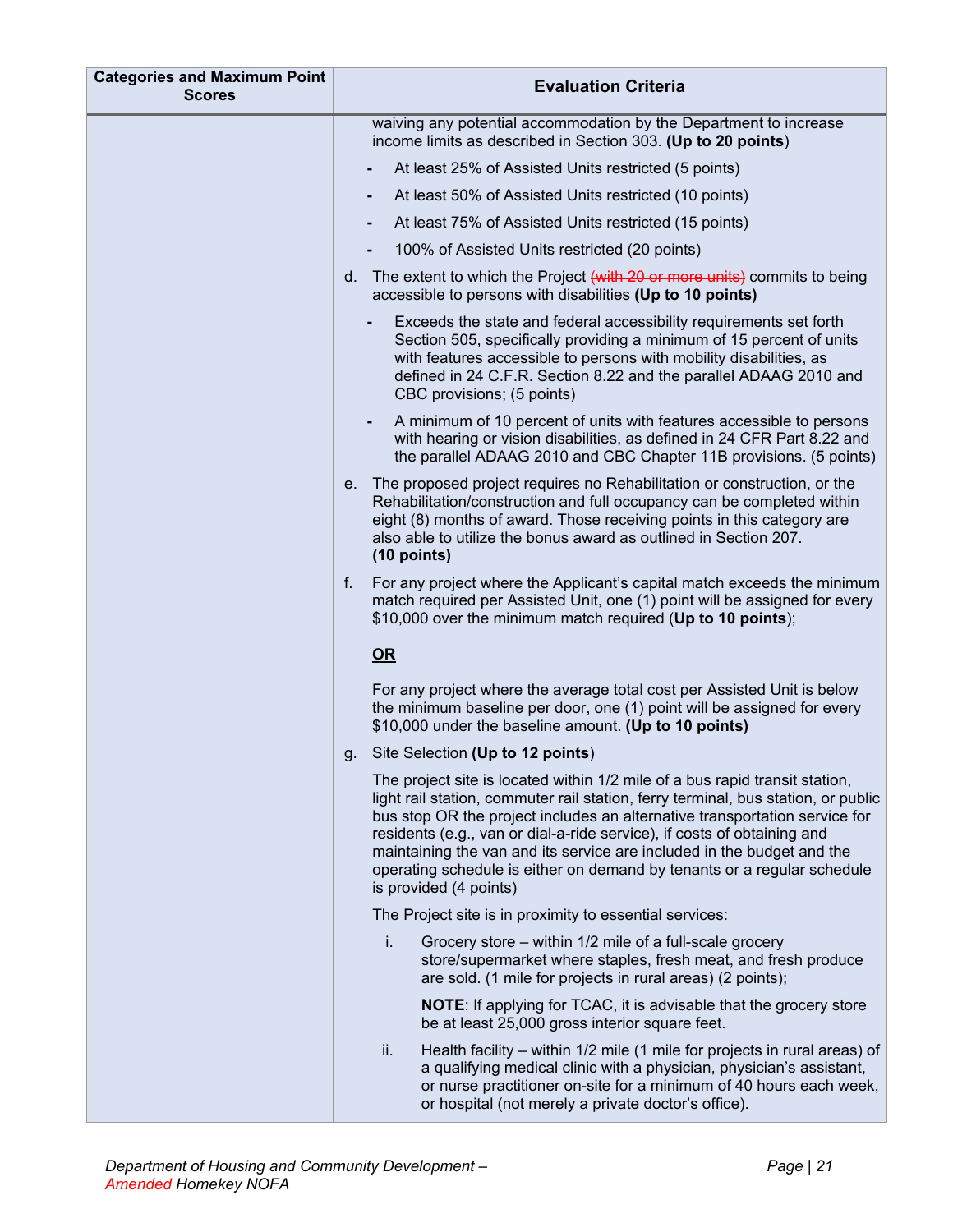| Categories and Maximum Point Scores | Evaluation Criteria |
| --- | --- |
| | waiving any potential accommodation by the Department to increase income limits as described in Section 303. **(Up to 20 points)**<br>- At least 25% of Assisted Units restricted (5 points)<br>- At least 50% of Assisted Units restricted (10 points)<br>- At least 75% of Assisted Units restricted (15 points)<br>- 100% of Assisted Units restricted (20 points) |
| | d. The extent to which the Project ~~(with 20 or more units)~~ commits to being accessible to persons with disabilities **(Up to 10 points)**<br>- Exceeds the state and federal accessibility requirements set forth Section 505, specifically providing a minimum of 15 percent of units with features accessible to persons with mobility disabilities, as defined in 24 C.F.R. Section 8.22 and the parallel ADAAG 2010 and CBC provisions; (5 points)<br>- A minimum of 10 percent of units with features accessible to persons with hearing or vision disabilities, as defined in 24 CFR Part 8.22 and the parallel ADAAG 2010 and CBC Chapter 11B provisions. (5 points) |
| | e. The proposed project requires no Rehabilitation or construction, or the Rehabilitation/construction and full occupancy can be completed within eight (8) months of award. Those receiving points in this category are also able to utilize the bonus award as outlined in Section 207. **(10 points)** |
| | f. For any project where the Applicant's capital match exceeds the minimum match required per Assisted Unit, one (1) point will be assigned for every $10,000 over the minimum match required (**Up to 10 points**);<br><br>**OR**<br><br>For any project where the average total cost per Assisted Unit is below the minimum baseline per door, one (1) point will be assigned for every $10,000 under the baseline amount. **(Up to 10 points)** |
| | g. Site Selection **(Up to 12 points**)<br><br>The project site is located within 1/2 mile of a bus rapid transit station, light rail station, commuter rail station, ferry terminal, bus station, or public bus stop OR the project includes an alternative transportation service for residents (e.g., van or dial-a-ride service), if costs of obtaining and maintaining the van and its service are included in the budget and the operating schedule is either on demand by tenants or a regular schedule is provided (4 points)<br><br>The Project site is in proximity to essential services:<br><br>i. Grocery store – within 1/2 mile of a full-scale grocery store/supermarket where staples, fresh meat, and fresh produce are sold. (1 mile for projects in rural areas) (2 points);<br><br>**NOTE**: If applying for TCAC, it is advisable that the grocery store be at least 25,000 gross interior square feet.<br><br>ii. Health facility – within 1/2 mile (1 mile for projects in rural areas) of a qualifying medical clinic with a physician, physician's assistant, or nurse practitioner on-site for a minimum of 40 hours each week, or hospital (not merely a private doctor's office). |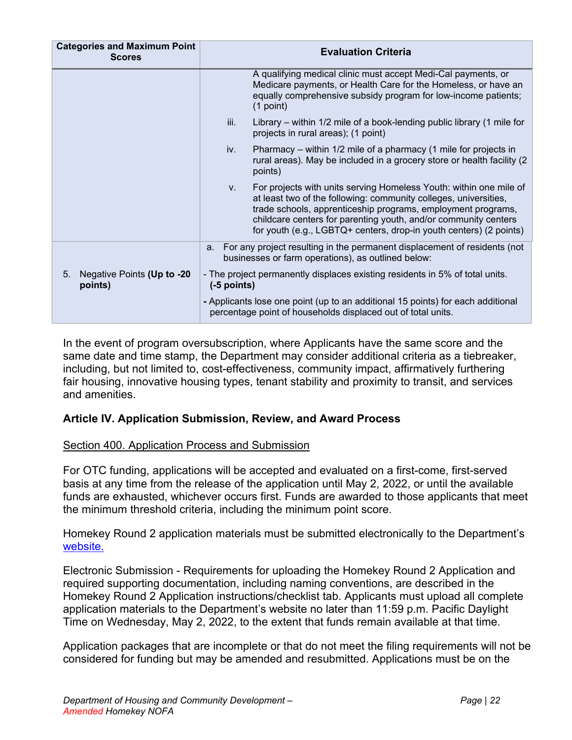| Categories and Maximum Point Scores | Evaluation Criteria |
|---|---|
| | A qualifying medical clinic must accept Medi-Cal payments, or Medicare payments, or Health Care for the Homeless, or have an equally comprehensive subsidy program for low-income patients; (1 point) |
| | iii. Library – within 1/2 mile of a book-lending public library (1 mile for projects in rural areas); (1 point) |
| | iv. Pharmacy – within 1/2 mile of a pharmacy (1 mile for projects in rural areas). May be included in a grocery store or health facility (2 points) |
| | v. For projects with units serving Homeless Youth: within one mile of at least two of the following: community colleges, universities, trade schools, apprenticeship programs, employment programs, childcare centers for parenting youth, and/or community centers for youth (e.g., LGBTQ+ centers, drop-in youth centers) (2 points) |
| 5. Negative Points **(Up to -20 points)** | a. For any project resulting in the permanent displacement of residents (not businesses or farm operations), as outlined below: |
| | - The project permanently displaces existing residents in 5% of total units. **(-5 points)** |
| | **-** Applicants lose one point (up to an additional 15 points) for each additional percentage point of households displaced out of total units. |

In the event of program oversubscription, where Applicants have the same score and the same date and time stamp, the Department may consider additional criteria as a tiebreaker, including, but not limited to, cost-effectiveness, community impact, affirmatively furthering fair housing, innovative housing types, tenant stability and proximity to transit, and services and amenities.

## Article IV. Application Submission, Review, and Award Process

### Section 400. Application Process and Submission

For OTC funding, applications will be accepted and evaluated on a first-come, first-served basis at any time from the release of the application until May 2, 2022, or until the available funds are exhausted, whichever occurs first. Funds are awarded to those applicants that meet the minimum threshold criteria, including the minimum point score.

Homekey Round 2 application materials must be submitted electronically to the Department's website.

Electronic Submission - Requirements for uploading the Homekey Round 2 Application and required supporting documentation, including naming conventions, are described in the Homekey Round 2 Application instructions/checklist tab. Applicants must upload all complete application materials to the Department's website no later than 11:59 p.m. Pacific Daylight Time on Wednesday, May 2, 2022, to the extent that funds remain available at that time.

Application packages that are incomplete or that do not meet the filing requirements will not be considered for funding but may be amended and resubmitted. Applications must be on the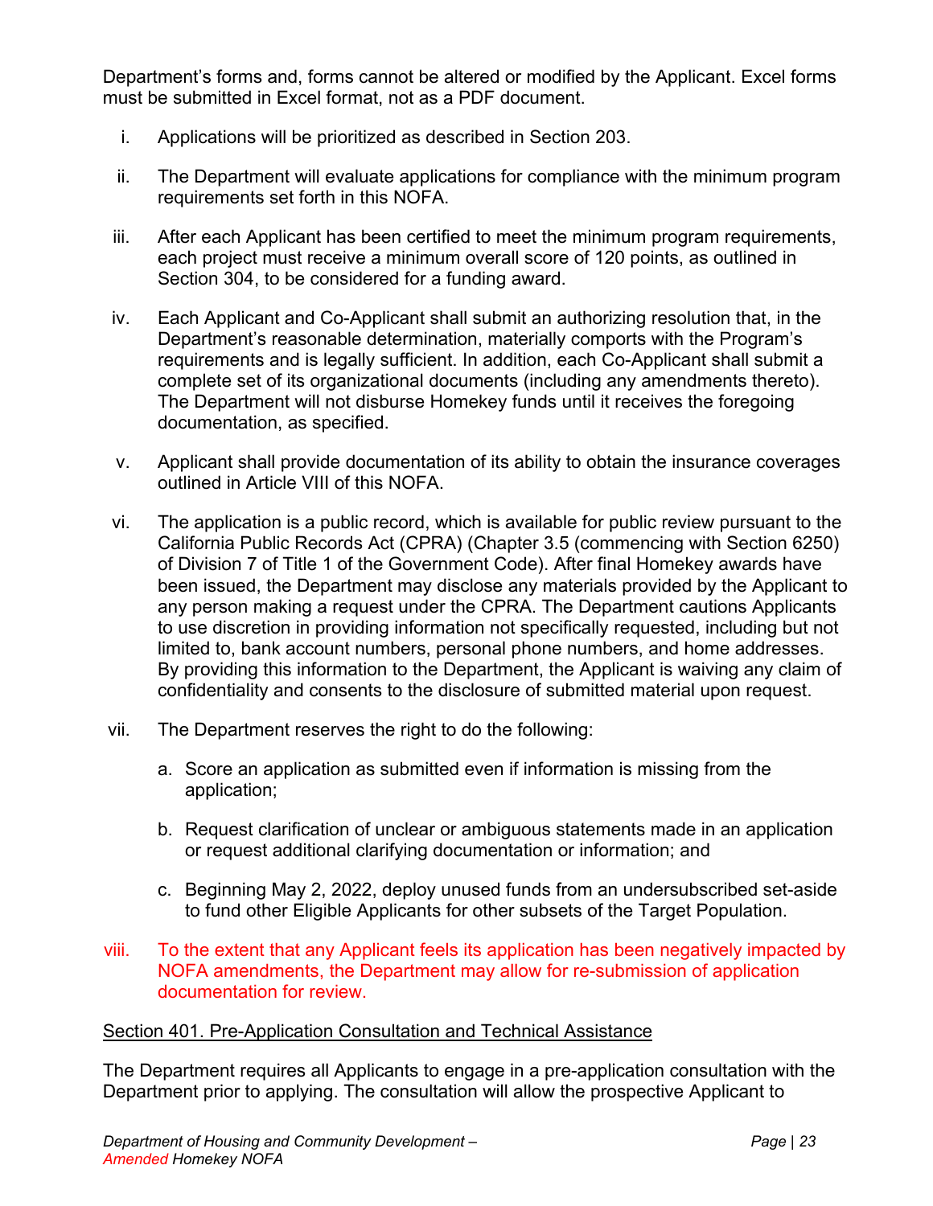Department's forms and, forms cannot be altered or modified by the Applicant. Excel forms must be submitted in Excel format, not as a PDF document.

i. Applications will be prioritized as described in Section 203.

ii. The Department will evaluate applications for compliance with the minimum program requirements set forth in this NOFA.

iii. After each Applicant has been certified to meet the minimum program requirements, each project must receive a minimum overall score of 120 points, as outlined in Section 304, to be considered for a funding award.

iv. Each Applicant and Co-Applicant shall submit an authorizing resolution that, in the Department's reasonable determination, materially comports with the Program's requirements and is legally sufficient. In addition, each Co-Applicant shall submit a complete set of its organizational documents (including any amendments thereto). The Department will not disburse Homekey funds until it receives the foregoing documentation, as specified.

v. Applicant shall provide documentation of its ability to obtain the insurance coverages outlined in Article VIII of this NOFA.

vi. The application is a public record, which is available for public review pursuant to the California Public Records Act (CPRA) (Chapter 3.5 (commencing with Section 6250) of Division 7 of Title 1 of the Government Code). After final Homekey awards have been issued, the Department may disclose any materials provided by the Applicant to any person making a request under the CPRA. The Department cautions Applicants to use discretion in providing information not specifically requested, including but not limited to, bank account numbers, personal phone numbers, and home addresses. By providing this information to the Department, the Applicant is waiving any claim of confidentiality and consents to the disclosure of submitted material upon request.

vii. The Department reserves the right to do the following:

   a. Score an application as submitted even if information is missing from the application;

   b. Request clarification of unclear or ambiguous statements made in an application or request additional clarifying documentation or information; and

   c. Beginning May 2, 2022, deploy unused funds from an undersubscribed set-aside to fund other Eligible Applicants for other subsets of the Target Population.

viii. To the extent that any Applicant feels its application has been negatively impacted by NOFA amendments, the Department may allow for re-submission of application documentation for review.

Section 401. Pre-Application Consultation and Technical Assistance

The Department requires all Applicants to engage in a pre-application consultation with the Department prior to applying. The consultation will allow the prospective Applicant to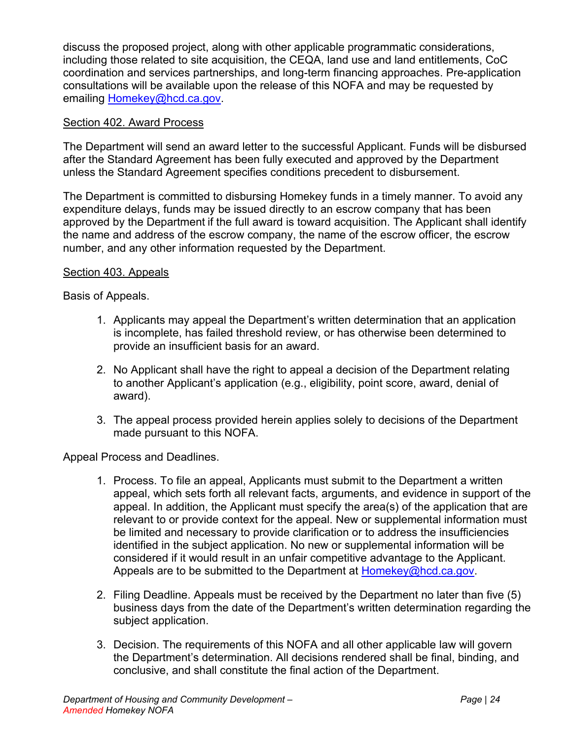discuss the proposed project, along with other applicable programmatic considerations, including those related to site acquisition, the CEQA, land use and land entitlements, CoC coordination and services partnerships, and long-term financing approaches. Pre-application consultations will be available upon the release of this NOFA and may be requested by emailing Homekey@hcd.ca.gov.

## Section 402. Award Process

The Department will send an award letter to the successful Applicant. Funds will be disbursed after the Standard Agreement has been fully executed and approved by the Department unless the Standard Agreement specifies conditions precedent to disbursement.

The Department is committed to disbursing Homekey funds in a timely manner. To avoid any expenditure delays, funds may be issued directly to an escrow company that has been approved by the Department if the full award is toward acquisition. The Applicant shall identify the name and address of the escrow company, the name of the escrow officer, the escrow number, and any other information requested by the Department.

## Section 403. Appeals

Basis of Appeals.

1. Applicants may appeal the Department's written determination that an application is incomplete, has failed threshold review, or has otherwise been determined to provide an insufficient basis for an award.

2. No Applicant shall have the right to appeal a decision of the Department relating to another Applicant's application (e.g., eligibility, point score, award, denial of award).

3. The appeal process provided herein applies solely to decisions of the Department made pursuant to this NOFA.

Appeal Process and Deadlines.

1. Process. To file an appeal, Applicants must submit to the Department a written appeal, which sets forth all relevant facts, arguments, and evidence in support of the appeal. In addition, the Applicant must specify the area(s) of the application that are relevant to or provide context for the appeal. New or supplemental information must be limited and necessary to provide clarification or to address the insufficiencies identified in the subject application. No new or supplemental information will be considered if it would result in an unfair competitive advantage to the Applicant. Appeals are to be submitted to the Department at Homekey@hcd.ca.gov.

2. Filing Deadline. Appeals must be received by the Department no later than five (5) business days from the date of the Department's written determination regarding the subject application.

3. Decision. The requirements of this NOFA and all other applicable law will govern the Department's determination. All decisions rendered shall be final, binding, and conclusive, and shall constitute the final action of the Department.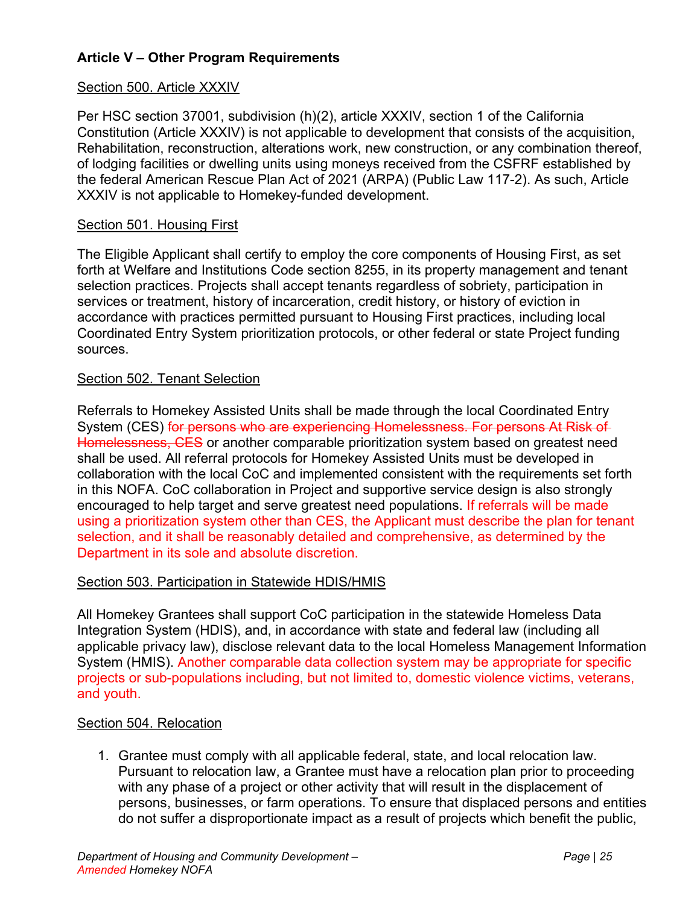## Article V – Other Program Requirements

Section 500. Article XXXIV

Per HSC section 37001, subdivision (h)(2), article XXXIV, section 1 of the California Constitution (Article XXXIV) is not applicable to development that consists of the acquisition, Rehabilitation, reconstruction, alterations work, new construction, or any combination thereof, of lodging facilities or dwelling units using moneys received from the CSFRF established by the federal American Rescue Plan Act of 2021 (ARPA) (Public Law 117-2). As such, Article XXXIV is not applicable to Homekey-funded development.

Section 501. Housing First

The Eligible Applicant shall certify to employ the core components of Housing First, as set forth at Welfare and Institutions Code section 8255, in its property management and tenant selection practices. Projects shall accept tenants regardless of sobriety, participation in services or treatment, history of incarceration, credit history, or history of eviction in accordance with practices permitted pursuant to Housing First practices, including local Coordinated Entry System prioritization protocols, or other federal or state Project funding sources.

Section 502. Tenant Selection

Referrals to Homekey Assisted Units shall be made through the local Coordinated Entry System (CES) ~~for persons who are experiencing Homelessness. For persons At Risk of Homelessness, CES~~ or another comparable prioritization system based on greatest need shall be used. All referral protocols for Homekey Assisted Units must be developed in collaboration with the local CoC and implemented consistent with the requirements set forth in this NOFA. CoC collaboration in Project and supportive service design is also strongly encouraged to help target and serve greatest need populations. If referrals will be made using a prioritization system other than CES, the Applicant must describe the plan for tenant selection, and it shall be reasonably detailed and comprehensive, as determined by the Department in its sole and absolute discretion.

Section 503. Participation in Statewide HDIS/HMIS

All Homekey Grantees shall support CoC participation in the statewide Homeless Data Integration System (HDIS), and, in accordance with state and federal law (including all applicable privacy law), disclose relevant data to the local Homeless Management Information System (HMIS). Another comparable data collection system may be appropriate for specific projects or sub-populations including, but not limited to, domestic violence victims, veterans, and youth.

Section 504. Relocation

1. Grantee must comply with all applicable federal, state, and local relocation law. Pursuant to relocation law, a Grantee must have a relocation plan prior to proceeding with any phase of a project or other activity that will result in the displacement of persons, businesses, or farm operations. To ensure that displaced persons and entities do not suffer a disproportionate impact as a result of projects which benefit the public,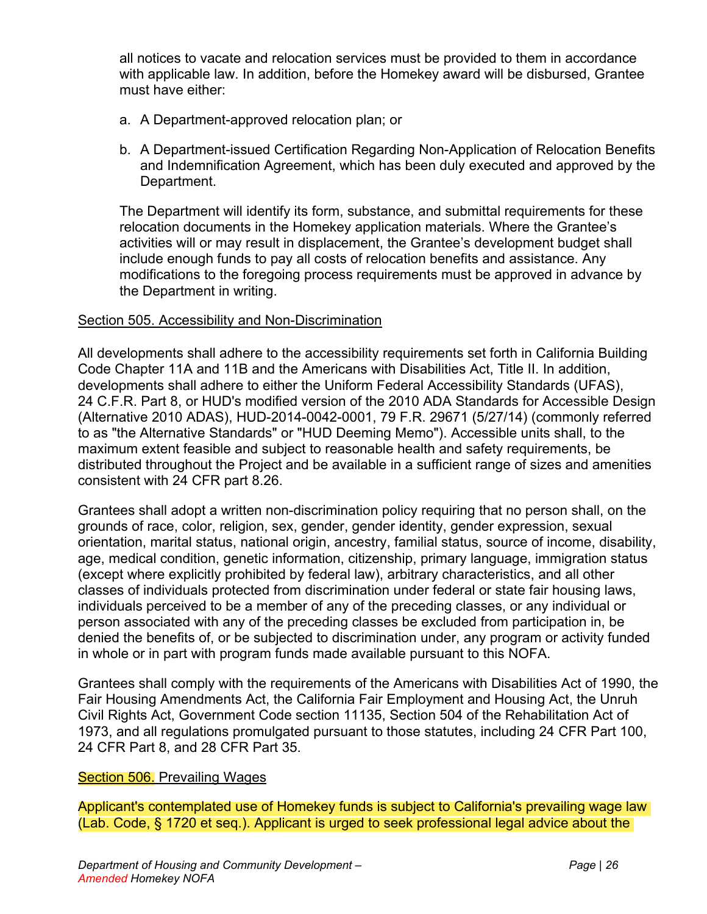all notices to vacate and relocation services must be provided to them in accordance with applicable law. In addition, before the Homekey award will be disbursed, Grantee must have either:

a. A Department-approved relocation plan; or

b. A Department-issued Certification Regarding Non-Application of Relocation Benefits and Indemnification Agreement, which has been duly executed and approved by the Department.

The Department will identify its form, substance, and submittal requirements for these relocation documents in the Homekey application materials. Where the Grantee's activities will or may result in displacement, the Grantee's development budget shall include enough funds to pay all costs of relocation benefits and assistance. Any modifications to the foregoing process requirements must be approved in advance by the Department in writing.

<u>Section 505. Accessibility and Non-Discrimination</u>

All developments shall adhere to the accessibility requirements set forth in California Building Code Chapter 11A and 11B and the Americans with Disabilities Act, Title II. In addition, developments shall adhere to either the Uniform Federal Accessibility Standards (UFAS), 24 C.F.R. Part 8, or HUD's modified version of the 2010 ADA Standards for Accessible Design (Alternative 2010 ADAS), HUD-2014-0042-0001, 79 F.R. 29671 (5/27/14) (commonly referred to as "the Alternative Standards" or "HUD Deeming Memo"). Accessible units shall, to the maximum extent feasible and subject to reasonable health and safety requirements, be distributed throughout the Project and be available in a sufficient range of sizes and amenities consistent with 24 CFR part 8.26.

Grantees shall adopt a written non-discrimination policy requiring that no person shall, on the grounds of race, color, religion, sex, gender, gender identity, gender expression, sexual orientation, marital status, national origin, ancestry, familial status, source of income, disability, age, medical condition, genetic information, citizenship, primary language, immigration status (except where explicitly prohibited by federal law), arbitrary characteristics, and all other classes of individuals protected from discrimination under federal or state fair housing laws, individuals perceived to be a member of any of the preceding classes, or any individual or person associated with any of the preceding classes be excluded from participation in, be denied the benefits of, or be subjected to discrimination under, any program or activity funded in whole or in part with program funds made available pursuant to this NOFA.

Grantees shall comply with the requirements of the Americans with Disabilities Act of 1990, the Fair Housing Amendments Act, the California Fair Employment and Housing Act, the Unruh Civil Rights Act, Government Code section 11135, Section 504 of the Rehabilitation Act of 1973, and all regulations promulgated pursuant to those statutes, including 24 CFR Part 100, 24 CFR Part 8, and 28 CFR Part 35.

<u>Section 506. Prevailing Wages</u>

Applicant's contemplated use of Homekey funds is subject to California's prevailing wage law (Lab. Code, § 1720 et seq.). Applicant is urged to seek professional legal advice about the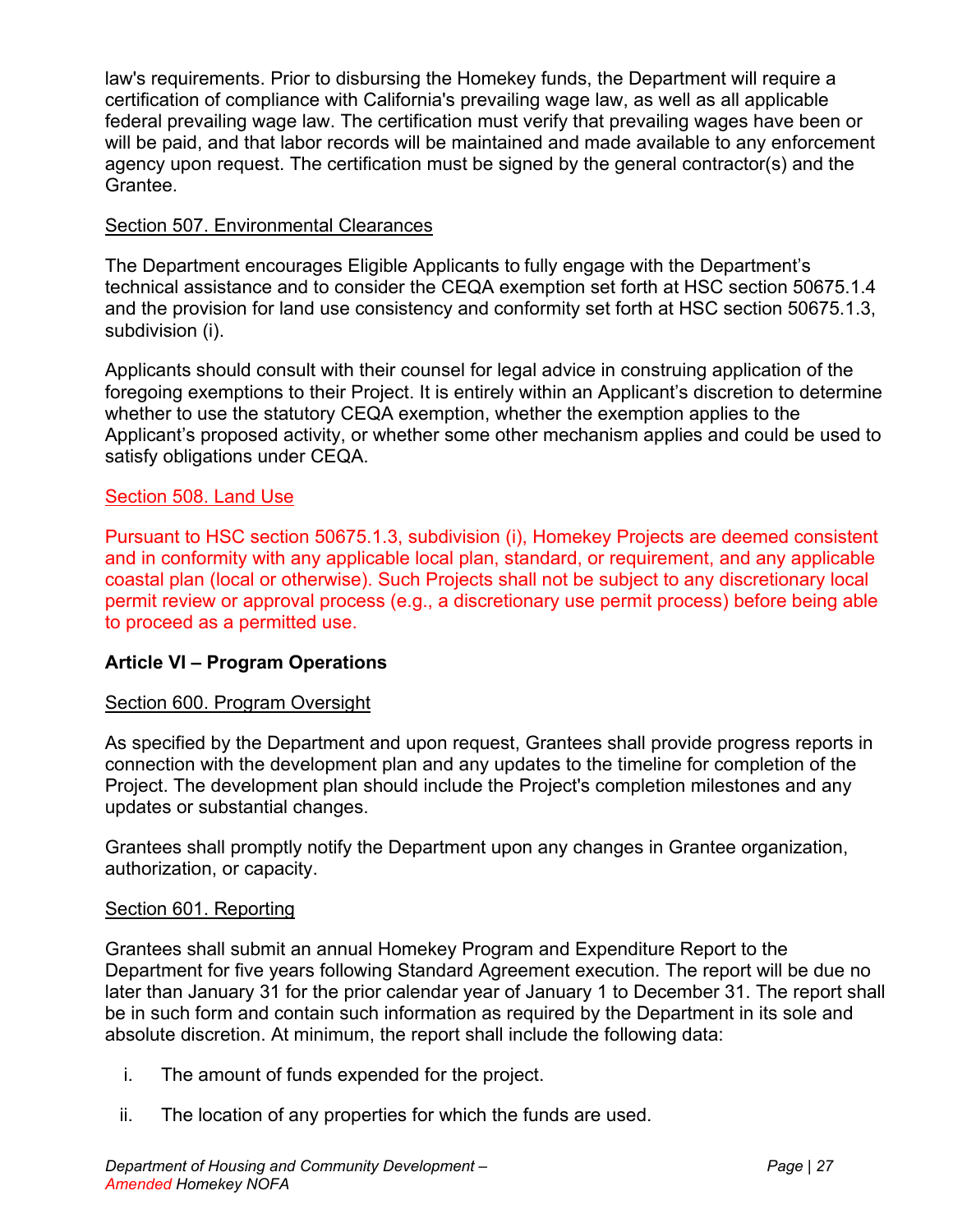law's requirements. Prior to disbursing the Homekey funds, the Department will require a certification of compliance with California's prevailing wage law, as well as all applicable federal prevailing wage law. The certification must verify that prevailing wages have been or will be paid, and that labor records will be maintained and made available to any enforcement agency upon request. The certification must be signed by the general contractor(s) and the Grantee.

### Section 507. Environmental Clearances

The Department encourages Eligible Applicants to fully engage with the Department's technical assistance and to consider the CEQA exemption set forth at HSC section 50675.1.4 and the provision for land use consistency and conformity set forth at HSC section 50675.1.3, subdivision (i).

Applicants should consult with their counsel for legal advice in construing application of the foregoing exemptions to their Project. It is entirely within an Applicant's discretion to determine whether to use the statutory CEQA exemption, whether the exemption applies to the Applicant's proposed activity, or whether some other mechanism applies and could be used to satisfy obligations under CEQA.

### Section 508. Land Use

Pursuant to HSC section 50675.1.3, subdivision (i), Homekey Projects are deemed consistent and in conformity with any applicable local plan, standard, or requirement, and any applicable coastal plan (local or otherwise). Such Projects shall not be subject to any discretionary local permit review or approval process (e.g., a discretionary use permit process) before being able to proceed as a permitted use.

## Article VI – Program Operations

### Section 600. Program Oversight

As specified by the Department and upon request, Grantees shall provide progress reports in connection with the development plan and any updates to the timeline for completion of the Project. The development plan should include the Project's completion milestones and any updates or substantial changes.

Grantees shall promptly notify the Department upon any changes in Grantee organization, authorization, or capacity.

### Section 601. Reporting

Grantees shall submit an annual Homekey Program and Expenditure Report to the Department for five years following Standard Agreement execution. The report will be due no later than January 31 for the prior calendar year of January 1 to December 31. The report shall be in such form and contain such information as required by the Department in its sole and absolute discretion. At minimum, the report shall include the following data:

i. The amount of funds expended for the project.

ii. The location of any properties for which the funds are used.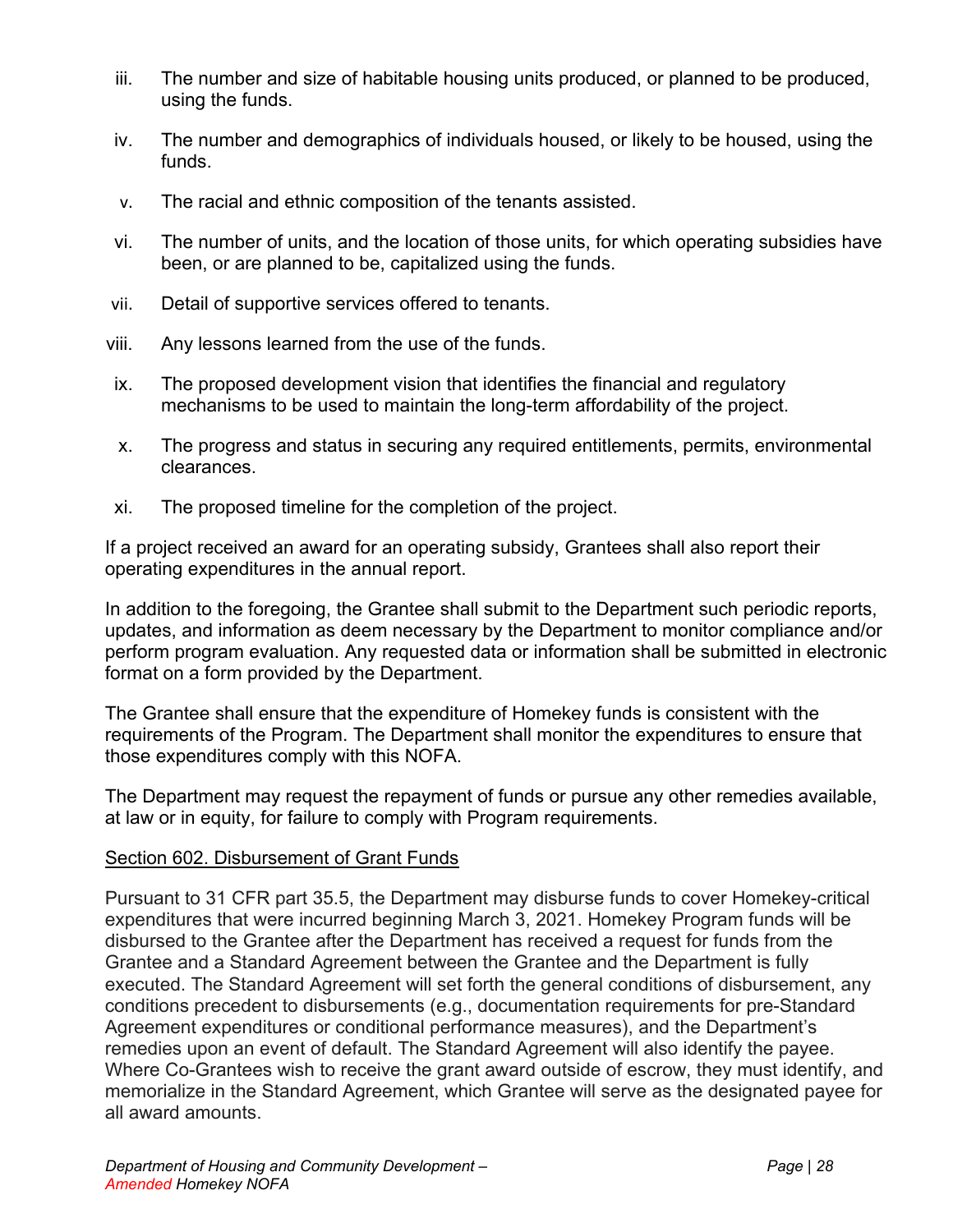iii. The number and size of habitable housing units produced, or planned to be produced, using the funds.

iv. The number and demographics of individuals housed, or likely to be housed, using the funds.

v. The racial and ethnic composition of the tenants assisted.

vi. The number of units, and the location of those units, for which operating subsidies have been, or are planned to be, capitalized using the funds.

vii. Detail of supportive services offered to tenants.

viii. Any lessons learned from the use of the funds.

ix. The proposed development vision that identifies the financial and regulatory mechanisms to be used to maintain the long-term affordability of the project.

x. The progress and status in securing any required entitlements, permits, environmental clearances.

xi. The proposed timeline for the completion of the project.

If a project received an award for an operating subsidy, Grantees shall also report their operating expenditures in the annual report.

In addition to the foregoing, the Grantee shall submit to the Department such periodic reports, updates, and information as deem necessary by the Department to monitor compliance and/or perform program evaluation. Any requested data or information shall be submitted in electronic format on a form provided by the Department.

The Grantee shall ensure that the expenditure of Homekey funds is consistent with the requirements of the Program. The Department shall monitor the expenditures to ensure that those expenditures comply with this NOFA.

The Department may request the repayment of funds or pursue any other remedies available, at law or in equity, for failure to comply with Program requirements.

## Section 602. Disbursement of Grant Funds

Pursuant to 31 CFR part 35.5, the Department may disburse funds to cover Homekey-critical expenditures that were incurred beginning March 3, 2021. Homekey Program funds will be disbursed to the Grantee after the Department has received a request for funds from the Grantee and a Standard Agreement between the Grantee and the Department is fully executed. The Standard Agreement will set forth the general conditions of disbursement, any conditions precedent to disbursements (e.g., documentation requirements for pre-Standard Agreement expenditures or conditional performance measures), and the Department's remedies upon an event of default. The Standard Agreement will also identify the payee. Where Co-Grantees wish to receive the grant award outside of escrow, they must identify, and memorialize in the Standard Agreement, which Grantee will serve as the designated payee for all award amounts.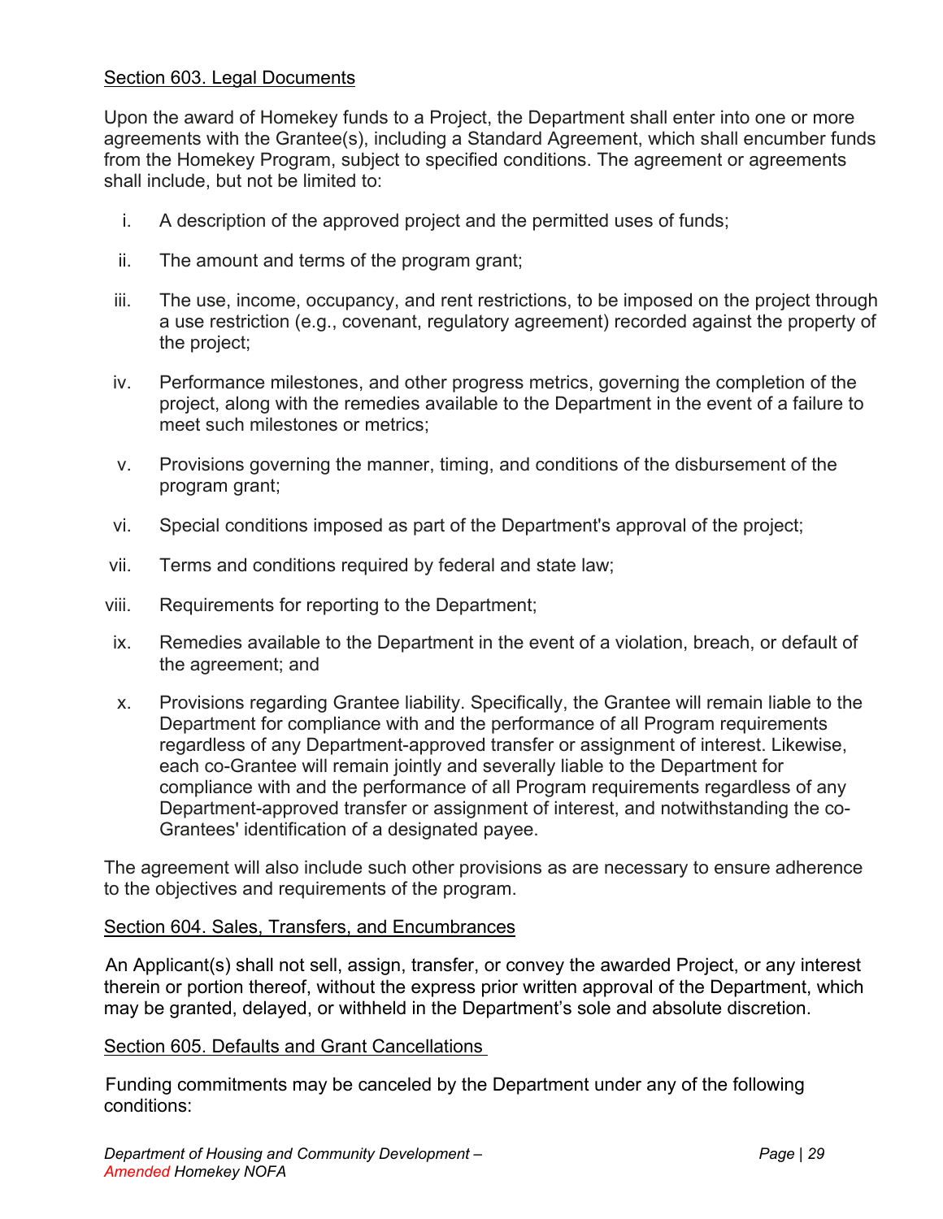Section 603. Legal Documents

Upon the award of Homekey funds to a Project, the Department shall enter into one or more agreements with the Grantee(s), including a Standard Agreement, which shall encumber funds from the Homekey Program, subject to specified conditions. The agreement or agreements shall include, but not be limited to:

i. A description of the approved project and the permitted uses of funds;

ii. The amount and terms of the program grant;

iii. The use, income, occupancy, and rent restrictions, to be imposed on the project through a use restriction (e.g., covenant, regulatory agreement) recorded against the property of the project;

iv. Performance milestones, and other progress metrics, governing the completion of the project, along with the remedies available to the Department in the event of a failure to meet such milestones or metrics;

v. Provisions governing the manner, timing, and conditions of the disbursement of the program grant;

vi. Special conditions imposed as part of the Department's approval of the project;

vii. Terms and conditions required by federal and state law;

viii. Requirements for reporting to the Department;

ix. Remedies available to the Department in the event of a violation, breach, or default of the agreement; and

x. Provisions regarding Grantee liability. Specifically, the Grantee will remain liable to the Department for compliance with and the performance of all Program requirements regardless of any Department-approved transfer or assignment of interest. Likewise, each co-Grantee will remain jointly and severally liable to the Department for compliance with and the performance of all Program requirements regardless of any Department-approved transfer or assignment of interest, and notwithstanding the co-Grantees' identification of a designated payee.

The agreement will also include such other provisions as are necessary to ensure adherence to the objectives and requirements of the program.

Section 604. Sales, Transfers, and Encumbrances

An Applicant(s) shall not sell, assign, transfer, or convey the awarded Project, or any interest therein or portion thereof, without the express prior written approval of the Department, which may be granted, delayed, or withheld in the Department's sole and absolute discretion.

Section 605. Defaults and Grant Cancellations

Funding commitments may be canceled by the Department under any of the following conditions: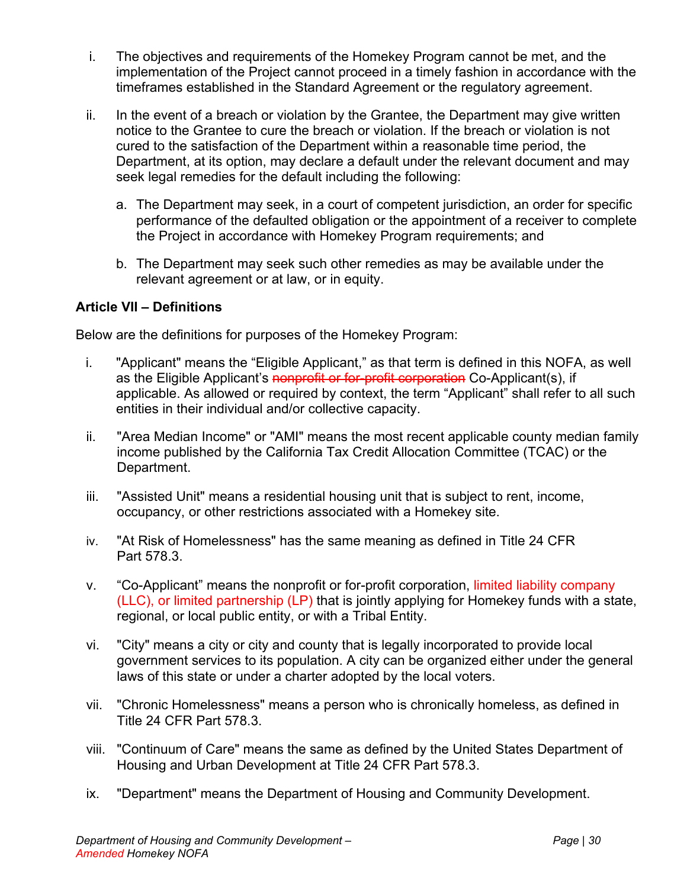i. The objectives and requirements of the Homekey Program cannot be met, and the implementation of the Project cannot proceed in a timely fashion in accordance with the timeframes established in the Standard Agreement or the regulatory agreement.

ii. In the event of a breach or violation by the Grantee, the Department may give written notice to the Grantee to cure the breach or violation. If the breach or violation is not cured to the satisfaction of the Department within a reasonable time period, the Department, at its option, may declare a default under the relevant document and may seek legal remedies for the default including the following:

   a. The Department may seek, in a court of competent jurisdiction, an order for specific performance of the defaulted obligation or the appointment of a receiver to complete the Project in accordance with Homekey Program requirements; and

   b. The Department may seek such other remedies as may be available under the relevant agreement or at law, or in equity.

**Article VII – Definitions**

Below are the definitions for purposes of the Homekey Program:

i. "Applicant" means the "Eligible Applicant," as that term is defined in this NOFA, as well as the Eligible Applicant's ~~nonprofit or for-profit corporation~~ Co-Applicant(s), if applicable. As allowed or required by context, the term "Applicant" shall refer to all such entities in their individual and/or collective capacity.

ii. "Area Median Income" or "AMI" means the most recent applicable county median family income published by the California Tax Credit Allocation Committee (TCAC) or the Department.

iii. "Assisted Unit" means a residential housing unit that is subject to rent, income, occupancy, or other restrictions associated with a Homekey site.

iv. "At Risk of Homelessness" has the same meaning as defined in Title 24 CFR Part 578.3.

v. "Co-Applicant" means the nonprofit or for-profit corporation, limited liability company (LLC), or limited partnership (LP) that is jointly applying for Homekey funds with a state, regional, or local public entity, or with a Tribal Entity.

vi. "City" means a city or city and county that is legally incorporated to provide local government services to its population. A city can be organized either under the general laws of this state or under a charter adopted by the local voters.

vii. "Chronic Homelessness" means a person who is chronically homeless, as defined in Title 24 CFR Part 578.3.

viii. "Continuum of Care" means the same as defined by the United States Department of Housing and Urban Development at Title 24 CFR Part 578.3.

ix. "Department" means the Department of Housing and Community Development.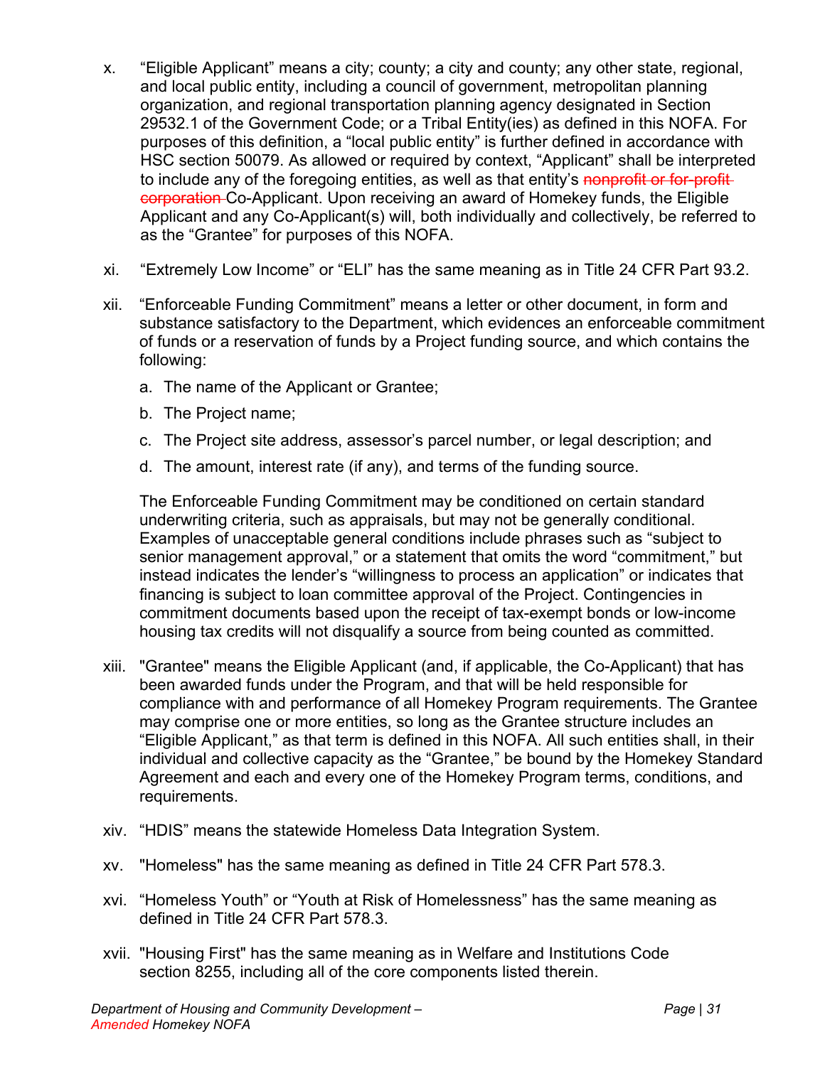x. "Eligible Applicant" means a city; county; a city and county; any other state, regional, and local public entity, including a council of government, metropolitan planning organization, and regional transportation planning agency designated in Section 29532.1 of the Government Code; or a Tribal Entity(ies) as defined in this NOFA. For purposes of this definition, a "local public entity" is further defined in accordance with HSC section 50079. As allowed or required by context, "Applicant" shall be interpreted to include any of the foregoing entities, as well as that entity's ~~nonprofit or for-profit corporation~~ Co-Applicant. Upon receiving an award of Homekey funds, the Eligible Applicant and any Co-Applicant(s) will, both individually and collectively, be referred to as the "Grantee" for purposes of this NOFA.

xi. "Extremely Low Income" or "ELI" has the same meaning as in Title 24 CFR Part 93.2.

xii. "Enforceable Funding Commitment" means a letter or other document, in form and substance satisfactory to the Department, which evidences an enforceable commitment of funds or a reservation of funds by a Project funding source, and which contains the following:

a. The name of the Applicant or Grantee;

b. The Project name;

c. The Project site address, assessor's parcel number, or legal description; and

d. The amount, interest rate (if any), and terms of the funding source.

The Enforceable Funding Commitment may be conditioned on certain standard underwriting criteria, such as appraisals, but may not be generally conditional. Examples of unacceptable general conditions include phrases such as "subject to senior management approval," or a statement that omits the word "commitment," but instead indicates the lender's "willingness to process an application" or indicates that financing is subject to loan committee approval of the Project. Contingencies in commitment documents based upon the receipt of tax-exempt bonds or low-income housing tax credits will not disqualify a source from being counted as committed.

xiii. "Grantee" means the Eligible Applicant (and, if applicable, the Co-Applicant) that has been awarded funds under the Program, and that will be held responsible for compliance with and performance of all Homekey Program requirements. The Grantee may comprise one or more entities, so long as the Grantee structure includes an "Eligible Applicant," as that term is defined in this NOFA. All such entities shall, in their individual and collective capacity as the "Grantee," be bound by the Homekey Standard Agreement and each and every one of the Homekey Program terms, conditions, and requirements.

xiv. "HDIS" means the statewide Homeless Data Integration System.

xv. "Homeless" has the same meaning as defined in Title 24 CFR Part 578.3.

xvi. "Homeless Youth" or "Youth at Risk of Homelessness" has the same meaning as defined in Title 24 CFR Part 578.3.

xvii. "Housing First" has the same meaning as in Welfare and Institutions Code section 8255, including all of the core components listed therein.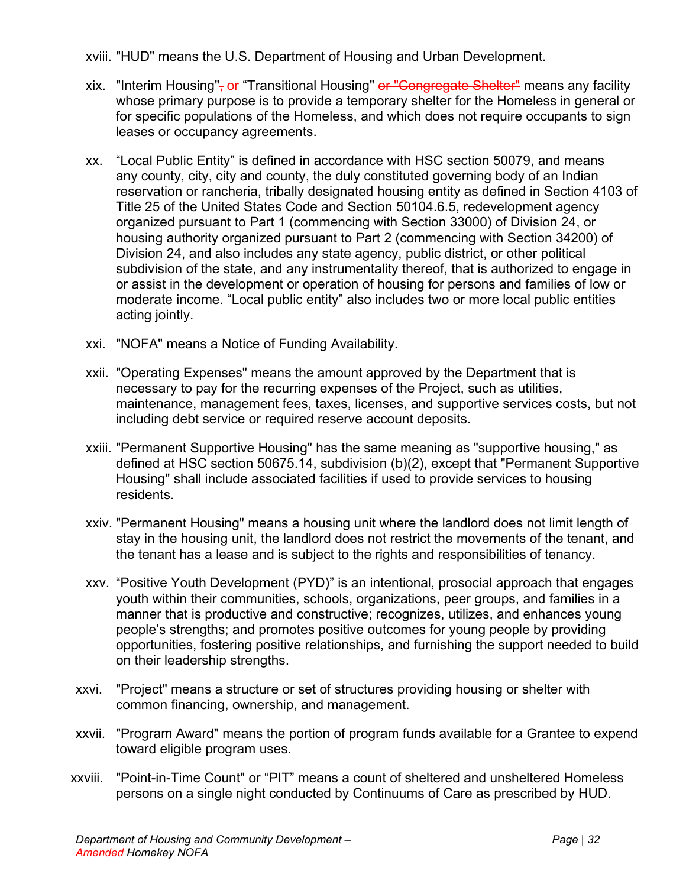xviii. "HUD" means the U.S. Department of Housing and Urban Development.

xix. "Interim Housing"~~,~~ or "Transitional Housing" ~~or "Congregate Shelter"~~ means any facility whose primary purpose is to provide a temporary shelter for the Homeless in general or for specific populations of the Homeless, and which does not require occupants to sign leases or occupancy agreements.

xx. "Local Public Entity" is defined in accordance with HSC section 50079, and means any county, city, city and county, the duly constituted governing body of an Indian reservation or rancheria, tribally designated housing entity as defined in Section 4103 of Title 25 of the United States Code and Section 50104.6.5, redevelopment agency organized pursuant to Part 1 (commencing with Section 33000) of Division 24, or housing authority organized pursuant to Part 2 (commencing with Section 34200) of Division 24, and also includes any state agency, public district, or other political subdivision of the state, and any instrumentality thereof, that is authorized to engage in or assist in the development or operation of housing for persons and families of low or moderate income. "Local public entity" also includes two or more local public entities acting jointly.

xxi. "NOFA" means a Notice of Funding Availability.

xxii. "Operating Expenses" means the amount approved by the Department that is necessary to pay for the recurring expenses of the Project, such as utilities, maintenance, management fees, taxes, licenses, and supportive services costs, but not including debt service or required reserve account deposits.

xxiii. "Permanent Supportive Housing" has the same meaning as "supportive housing," as defined at HSC section 50675.14, subdivision (b)(2), except that "Permanent Supportive Housing" shall include associated facilities if used to provide services to housing residents.

xxiv. "Permanent Housing" means a housing unit where the landlord does not limit length of stay in the housing unit, the landlord does not restrict the movements of the tenant, and the tenant has a lease and is subject to the rights and responsibilities of tenancy.

xxv. "Positive Youth Development (PYD)" is an intentional, prosocial approach that engages youth within their communities, schools, organizations, peer groups, and families in a manner that is productive and constructive; recognizes, utilizes, and enhances young people's strengths; and promotes positive outcomes for young people by providing opportunities, fostering positive relationships, and furnishing the support needed to build on their leadership strengths.

xxvi. "Project" means a structure or set of structures providing housing or shelter with common financing, ownership, and management.

xxvii. "Program Award" means the portion of program funds available for a Grantee to expend toward eligible program uses.

xxviii. "Point-in-Time Count" or "PIT" means a count of sheltered and unsheltered Homeless persons on a single night conducted by Continuums of Care as prescribed by HUD.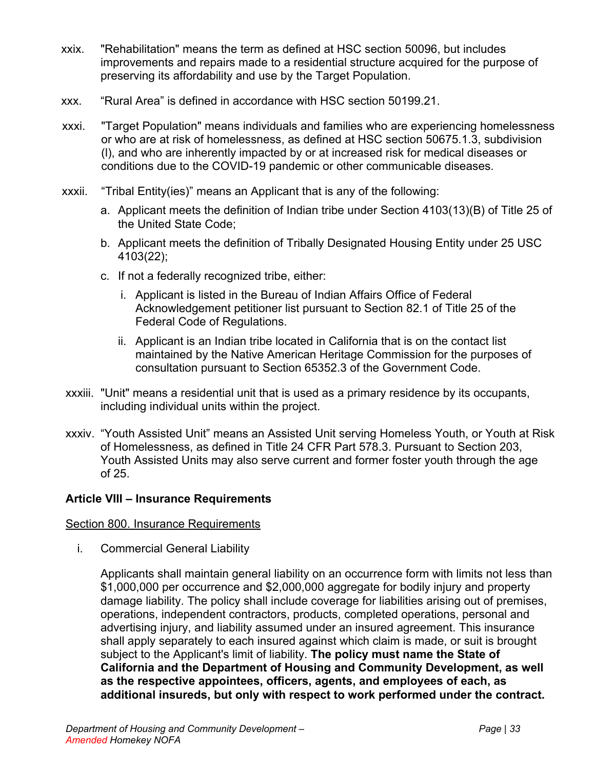xxix. "Rehabilitation" means the term as defined at HSC section 50096, but includes improvements and repairs made to a residential structure acquired for the purpose of preserving its affordability and use by the Target Population.

xxx. "Rural Area" is defined in accordance with HSC section 50199.21.

xxxi. "Target Population" means individuals and families who are experiencing homelessness or who are at risk of homelessness, as defined at HSC section 50675.1.3, subdivision (l), and who are inherently impacted by or at increased risk for medical diseases or conditions due to the COVID-19 pandemic or other communicable diseases.

xxxii. "Tribal Entity(ies)" means an Applicant that is any of the following:

a. Applicant meets the definition of Indian tribe under Section 4103(13)(B) of Title 25 of the United State Code;

b. Applicant meets the definition of Tribally Designated Housing Entity under 25 USC 4103(22);

c. If not a federally recognized tribe, either:

   i. Applicant is listed in the Bureau of Indian Affairs Office of Federal Acknowledgement petitioner list pursuant to Section 82.1 of Title 25 of the Federal Code of Regulations.

   ii. Applicant is an Indian tribe located in California that is on the contact list maintained by the Native American Heritage Commission for the purposes of consultation pursuant to Section 65352.3 of the Government Code.

xxxiii. "Unit" means a residential unit that is used as a primary residence by its occupants, including individual units within the project.

xxxiv. "Youth Assisted Unit" means an Assisted Unit serving Homeless Youth, or Youth at Risk of Homelessness, as defined in Title 24 CFR Part 578.3. Pursuant to Section 203, Youth Assisted Units may also serve current and former foster youth through the age of 25.

## Article VIII – Insurance Requirements

Section 800. Insurance Requirements

i. Commercial General Liability

Applicants shall maintain general liability on an occurrence form with limits not less than $1,000,000 per occurrence and $2,000,000 aggregate for bodily injury and property damage liability. The policy shall include coverage for liabilities arising out of premises, operations, independent contractors, products, completed operations, personal and advertising injury, and liability assumed under an insured agreement. This insurance shall apply separately to each insured against which claim is made, or suit is brought subject to the Applicant's limit of liability. **The policy must name the State of California and the Department of Housing and Community Development, as well as the respective appointees, officers, agents, and employees of each, as additional insureds, but only with respect to work performed under the contract.**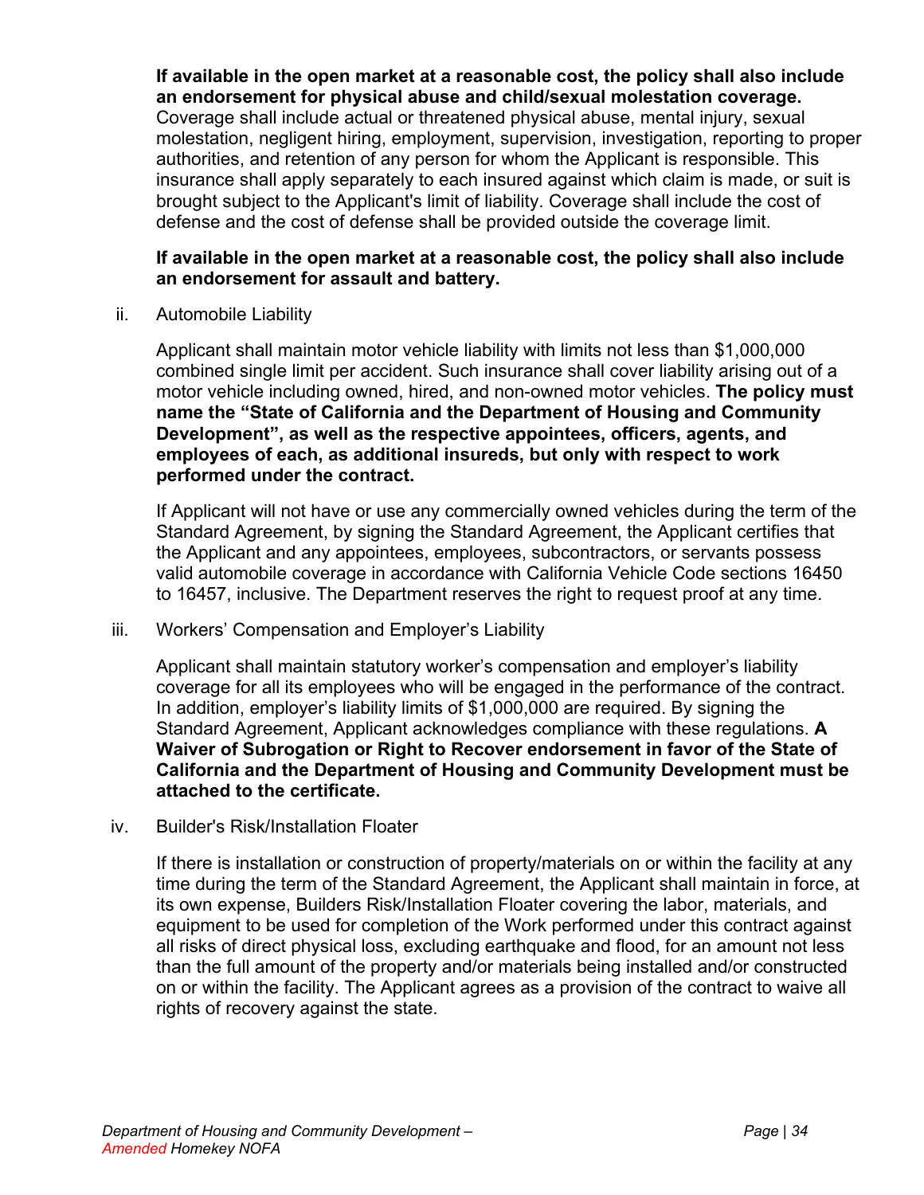**If available in the open market at a reasonable cost, the policy shall also include an endorsement for physical abuse and child/sexual molestation coverage.** Coverage shall include actual or threatened physical abuse, mental injury, sexual molestation, negligent hiring, employment, supervision, investigation, reporting to proper authorities, and retention of any person for whom the Applicant is responsible. This insurance shall apply separately to each insured against which claim is made, or suit is brought subject to the Applicant's limit of liability. Coverage shall include the cost of defense and the cost of defense shall be provided outside the coverage limit.

**If available in the open market at a reasonable cost, the policy shall also include an endorsement for assault and battery.**

ii. Automobile Liability

Applicant shall maintain motor vehicle liability with limits not less than $1,000,000 combined single limit per accident. Such insurance shall cover liability arising out of a motor vehicle including owned, hired, and non-owned motor vehicles. **The policy must name the "State of California and the Department of Housing and Community Development", as well as the respective appointees, officers, agents, and employees of each, as additional insureds, but only with respect to work performed under the contract.**

If Applicant will not have or use any commercially owned vehicles during the term of the Standard Agreement, by signing the Standard Agreement, the Applicant certifies that the Applicant and any appointees, employees, subcontractors, or servants possess valid automobile coverage in accordance with California Vehicle Code sections 16450 to 16457, inclusive. The Department reserves the right to request proof at any time.

iii. Workers' Compensation and Employer's Liability

Applicant shall maintain statutory worker's compensation and employer's liability coverage for all its employees who will be engaged in the performance of the contract. In addition, employer's liability limits of $1,000,000 are required. By signing the Standard Agreement, Applicant acknowledges compliance with these regulations. **A Waiver of Subrogation or Right to Recover endorsement in favor of the State of California and the Department of Housing and Community Development must be attached to the certificate.**

iv. Builder's Risk/Installation Floater

If there is installation or construction of property/materials on or within the facility at any time during the term of the Standard Agreement, the Applicant shall maintain in force, at its own expense, Builders Risk/Installation Floater covering the labor, materials, and equipment to be used for completion of the Work performed under this contract against all risks of direct physical loss, excluding earthquake and flood, for an amount not less than the full amount of the property and/or materials being installed and/or constructed on or within the facility. The Applicant agrees as a provision of the contract to waive all rights of recovery against the state.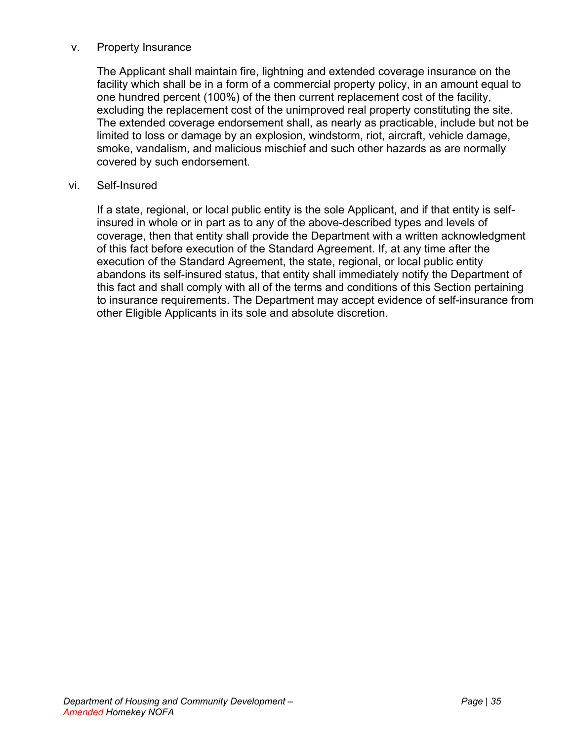v. Property Insurance

The Applicant shall maintain fire, lightning and extended coverage insurance on the facility which shall be in a form of a commercial property policy, in an amount equal to one hundred percent (100%) of the then current replacement cost of the facility, excluding the replacement cost of the unimproved real property constituting the site. The extended coverage endorsement shall, as nearly as practicable, include but not be limited to loss or damage by an explosion, windstorm, riot, aircraft, vehicle damage, smoke, vandalism, and malicious mischief and such other hazards as are normally covered by such endorsement.

vi. Self-Insured

If a state, regional, or local public entity is the sole Applicant, and if that entity is self-insured in whole or in part as to any of the above-described types and levels of coverage, then that entity shall provide the Department with a written acknowledgment of this fact before execution of the Standard Agreement. If, at any time after the execution of the Standard Agreement, the state, regional, or local public entity abandons its self-insured status, that entity shall immediately notify the Department of this fact and shall comply with all of the terms and conditions of this Section pertaining to insurance requirements. The Department may accept evidence of self-insurance from other Eligible Applicants in its sole and absolute discretion.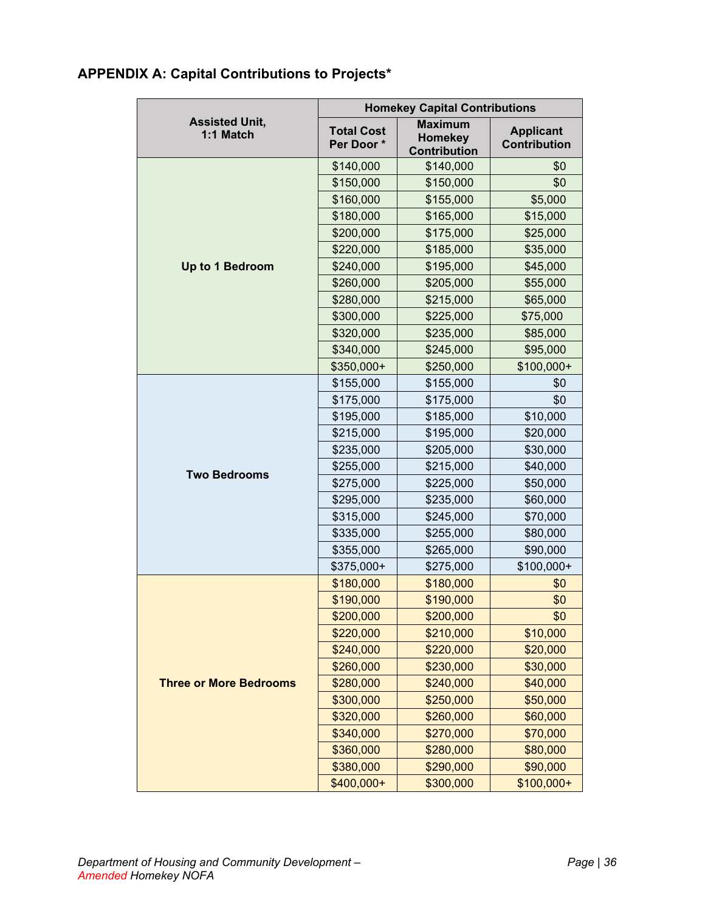## APPENDIX A: Capital Contributions to Projects*

| Assisted Unit, 1:1 Match | Homekey Capital Contributions | | |
|---|---|---|---|
| | Total Cost Per Door * | Maximum Homekey Contribution | Applicant Contribution |
| Up to 1 Bedroom | $140,000 | $140,000 | $0 |
| | $150,000 | $150,000 | $0 |
| | $160,000 | $155,000 | $5,000 |
| | $180,000 | $165,000 | $15,000 |
| | $200,000 | $175,000 | $25,000 |
| | $220,000 | $185,000 | $35,000 |
| | $240,000 | $195,000 | $45,000 |
| | $260,000 | $205,000 | $55,000 |
| | $280,000 | $215,000 | $65,000 |
| | $300,000 | $225,000 | $75,000 |
| | $320,000 | $235,000 | $85,000 |
| | $340,000 | $245,000 | $95,000 |
| | $350,000+ | $250,000 | $100,000+ |
| Two Bedrooms | $155,000 | $155,000 | $0 |
| | $175,000 | $175,000 | $0 |
| | $195,000 | $185,000 | $10,000 |
| | $215,000 | $195,000 | $20,000 |
| | $235,000 | $205,000 | $30,000 |
| | $255,000 | $215,000 | $40,000 |
| | $275,000 | $225,000 | $50,000 |
| | $295,000 | $235,000 | $60,000 |
| | $315,000 | $245,000 | $70,000 |
| | $335,000 | $255,000 | $80,000 |
| | $355,000 | $265,000 | $90,000 |
| | $375,000+ | $275,000 | $100,000+ |
| Three or More Bedrooms | $180,000 | $180,000 | $0 |
| | $190,000 | $190,000 | $0 |
| | $200,000 | $200,000 | $0 |
| | $220,000 | $210,000 | $10,000 |
| | $240,000 | $220,000 | $20,000 |
| | $260,000 | $230,000 | $30,000 |
| | $280,000 | $240,000 | $40,000 |
| | $300,000 | $250,000 | $50,000 |
| | $320,000 | $260,000 | $60,000 |
| | $340,000 | $270,000 | $70,000 |
| | $360,000 | $280,000 | $80,000 |
| | $380,000 | $290,000 | $90,000 |
| | $400,000+ | $300,000 | $100,000+ |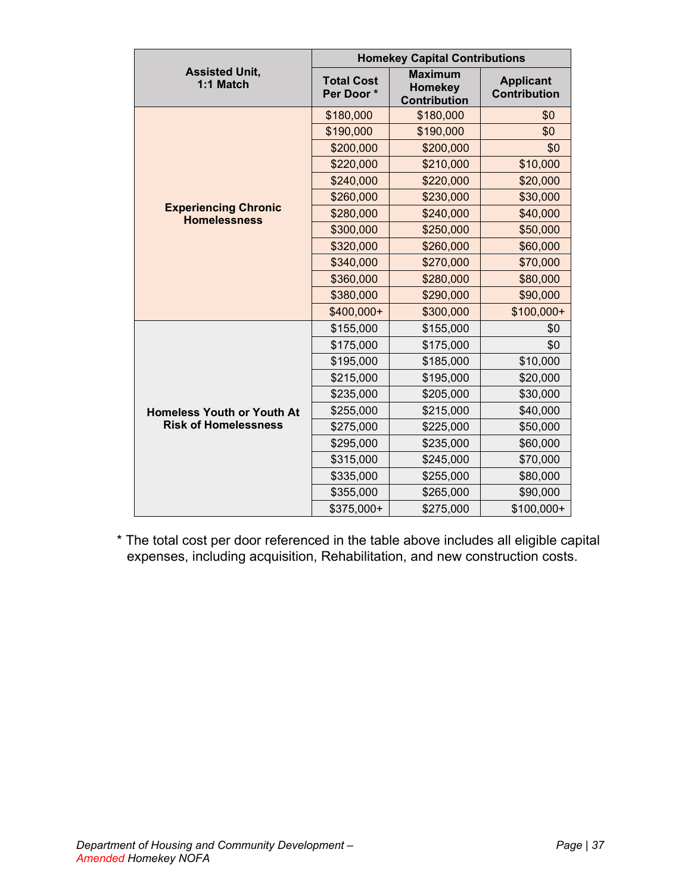| Assisted Unit, 1:1 Match | Homekey Capital Contributions | | |
|---|---|---|---|
| | Total Cost Per Door * | Maximum Homekey Contribution | Applicant Contribution |
| Experiencing Chronic Homelessness | $180,000 | $180,000 | $0 |
| | $190,000 | $190,000 | $0 |
| | $200,000 | $200,000 | $0 |
| | $220,000 | $210,000 | $10,000 |
| | $240,000 | $220,000 | $20,000 |
| | $260,000 | $230,000 | $30,000 |
| | $280,000 | $240,000 | $40,000 |
| | $300,000 | $250,000 | $50,000 |
| | $320,000 | $260,000 | $60,000 |
| | $340,000 | $270,000 | $70,000 |
| | $360,000 | $280,000 | $80,000 |
| | $380,000 | $290,000 | $90,000 |
| | $400,000+ | $300,000 | $100,000+ |
| Homeless Youth or Youth At Risk of Homelessness | $155,000 | $155,000 | $0 |
| | $175,000 | $175,000 | $0 |
| | $195,000 | $185,000 | $10,000 |
| | $215,000 | $195,000 | $20,000 |
| | $235,000 | $205,000 | $30,000 |
| | $255,000 | $215,000 | $40,000 |
| | $275,000 | $225,000 | $50,000 |
| | $295,000 | $235,000 | $60,000 |
| | $315,000 | $245,000 | $70,000 |
| | $335,000 | $255,000 | $80,000 |
| | $355,000 | $265,000 | $90,000 |
| | $375,000+ | $275,000 | $100,000+ |

* The total cost per door referenced in the table above includes all eligible capital expenses, including acquisition, Rehabilitation, and new construction costs.